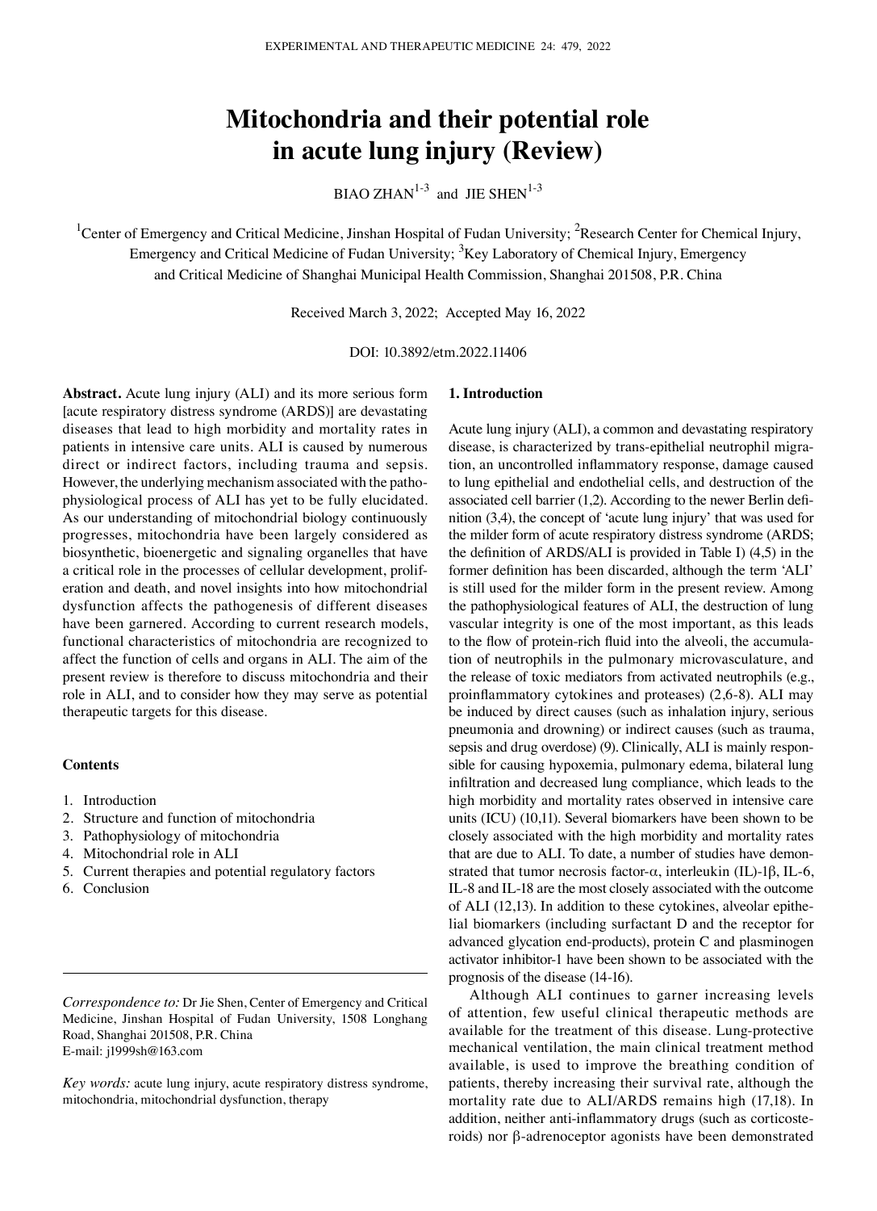# Mitochondria and their potential role in acute lung injury (Review)

BIAO ZHAN[1-3] and JIE SHEN[1-3]

[1]Center of Emergency and Critical Medicine, Jinshan Hospital of Fudan University; [2]Research Center for Chemical Injury, Emergency and Critical Medicine of Fudan University; [3]Key Laboratory of Chemical Injury, Emergency and Critical Medicine of Shanghai Municipal Health Commission, Shanghai 201508, P.R. China

Received March 3, 2022; Accepted May 16, 2022

DOI: 10.3892/etm.2022.11406

**Abstract.** Acute lung injury (ALI) and its more serious form [acute respiratory distress syndrome (ARDS)] are devastating diseases that lead to high morbidity and mortality rates in patients in intensive care units. ALI is caused by numerous direct or indirect factors, including trauma and sepsis. However, the underlying mechanism associated with the pathophysiological process of ALI has yet to be fully elucidated. As our understanding of mitochondrial biology continuously progresses, mitochondria have been largely considered as biosynthetic, bioenergetic and signaling organelles that have a critical role in the processes of cellular development, proliferation and death, and novel insights into how mitochondrial dysfunction affects the pathogenesis of different diseases have been garnered. According to current research models, functional characteristics of mitochondria are recognized to affect the function of cells and organs in ALI. The aim of the present review is therefore to discuss mitochondria and their role in ALI, and to consider how they may serve as potential therapeutic targets for this disease.

**Contents**

1. Introduction
2. Structure and function of mitochondria
3. Pathophysiology of mitochondria
4. Mitochondrial role in ALI
5. Current therapies and potential regulatory factors
6. Conclusion

*Correspondence to:* Dr Jie Shen, Center of Emergency and Critical Medicine, Jinshan Hospital of Fudan University, 1508 Longhang Road, Shanghai 201508, P.R. China
E-mail: j1999sh@163.com

*Key words:* acute lung injury, acute respiratory distress syndrome, mitochondria, mitochondrial dysfunction, therapy

## 1. Introduction

Acute lung injury (ALI), a common and devastating respiratory disease, is characterized by trans-epithelial neutrophil migration, an uncontrolled inflammatory response, damage caused to lung epithelial and endothelial cells, and destruction of the associated cell barrier (1,2). According to the newer Berlin definition (3,4), the concept of 'acute lung injury' that was used for the milder form of acute respiratory distress syndrome (ARDS; the definition of ARDS/ALI is provided in Table I) (4,5) in the former definition has been discarded, although the term 'ALI' is still used for the milder form in the present review. Among the pathophysiological features of ALI, the destruction of lung vascular integrity is one of the most important, as this leads to the flow of protein-rich fluid into the alveoli, the accumulation of neutrophils in the pulmonary microvasculature, and the release of toxic mediators from activated neutrophils (e.g., proinflammatory cytokines and proteases) (2,6-8). ALI may be induced by direct causes (such as inhalation injury, serious pneumonia and drowning) or indirect causes (such as trauma, sepsis and drug overdose) (9). Clinically, ALI is mainly responsible for causing hypoxemia, pulmonary edema, bilateral lung infiltration and decreased lung compliance, which leads to the high morbidity and mortality rates observed in intensive care units (ICU) (10,11). Several biomarkers have been shown to be closely associated with the high morbidity and mortality rates that are due to ALI. To date, a number of studies have demonstrated that tumor necrosis factor-α, interleukin (IL)-1β, IL-6, IL-8 and IL-18 are the most closely associated with the outcome of ALI (12,13). In addition to these cytokines, alveolar epithelial biomarkers (including surfactant D and the receptor for advanced glycation end-products), protein C and plasminogen activator inhibitor-1 have been shown to be associated with the prognosis of the disease (14-16).

Although ALI continues to garner increasing levels of attention, few useful clinical therapeutic methods are available for the treatment of this disease. Lung-protective mechanical ventilation, the main clinical treatment method available, is used to improve the breathing condition of patients, thereby increasing their survival rate, although the mortality rate due to ALI/ARDS remains high (17,18). In addition, neither anti-inflammatory drugs (such as corticosteroids) nor β-adrenoceptor agonists have been demonstrated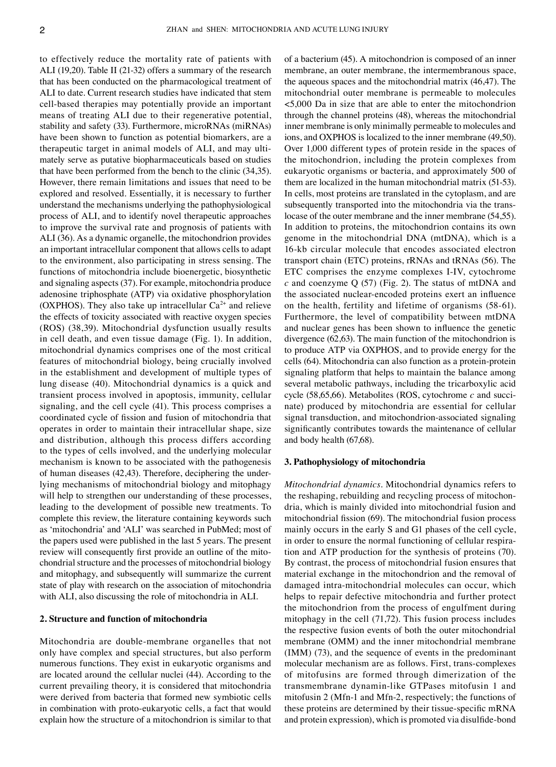to effectively reduce the mortality rate of patients with ALI (19,20). Table II (21-32) offers a summary of the research that has been conducted on the pharmacological treatment of ALI to date. Current research studies have indicated that stem cell-based therapies may potentially provide an important means of treating ALI due to their regenerative potential, stability and safety (33). Furthermore, microRNAs (miRNAs) have been shown to function as potential biomarkers, are a therapeutic target in animal models of ALI, and may ultimately serve as putative biopharmaceuticals based on studies that have been performed from the bench to the clinic (34,35). However, there remain limitations and issues that need to be explored and resolved. Essentially, it is necessary to further understand the mechanisms underlying the pathophysiological process of ALI, and to identify novel therapeutic approaches to improve the survival rate and prognosis of patients with ALI (36). As a dynamic organelle, the mitochondrion provides an important intracellular component that allows cells to adapt to the environment, also participating in stress sensing. The functions of mitochondria include bioenergetic, biosynthetic and signaling aspects (37). For example, mitochondria produce adenosine triphosphate (ATP) via oxidative phosphorylation (OXPHOS). They also take up intracellular $Ca^{2+}$ and relieve the effects of toxicity associated with reactive oxygen species (ROS) (38,39). Mitochondrial dysfunction usually results in cell death, and even tissue damage (Fig. 1). In addition, mitochondrial dynamics comprises one of the most critical features of mitochondrial biology, being crucially involved in the establishment and development of multiple types of lung disease (40). Mitochondrial dynamics is a quick and transient process involved in apoptosis, immunity, cellular signaling, and the cell cycle (41). This process comprises a coordinated cycle of fission and fusion of mitochondria that operates in order to maintain their intracellular shape, size and distribution, although this process differs according to the types of cells involved, and the underlying molecular mechanism is known to be associated with the pathogenesis of human diseases (42,43). Therefore, deciphering the underlying mechanisms of mitochondrial biology and mitophagy will help to strengthen our understanding of these processes, leading to the development of possible new treatments. To complete this review, the literature containing keywords such as 'mitochondria' and 'ALI' was searched in PubMed; most of the papers used were published in the last 5 years. The present review will consequently first provide an outline of the mitochondrial structure and the processes of mitochondrial biology and mitophagy, and subsequently will summarize the current state of play with research on the association of mitochondria with ALI, also discussing the role of mitochondria in ALI.

## 2. Structure and function of mitochondria

Mitochondria are double-membrane organelles that not only have complex and special structures, but also perform numerous functions. They exist in eukaryotic organisms and are located around the cellular nuclei (44). According to the current prevailing theory, it is considered that mitochondria were derived from bacteria that formed new symbiotic cells in combination with proto-eukaryotic cells, a fact that would explain how the structure of a mitochondrion is similar to that of a bacterium (45). A mitochondrion is composed of an inner membrane, an outer membrane, the intermembranous space, the aqueous spaces and the mitochondrial matrix (46,47). The mitochondrial outer membrane is permeable to molecules <5,000 Da in size that are able to enter the mitochondrion through the channel proteins (48), whereas the mitochondrial inner membrane is only minimally permeable to molecules and ions, and OXPHOS is localized to the inner membrane (49,50). Over 1,000 different types of protein reside in the spaces of the mitochondrion, including the protein complexes from eukaryotic organisms or bacteria, and approximately 500 of them are localized in the human mitochondrial matrix (51-53). In cells, most proteins are translated in the cytoplasm, and are subsequently transported into the mitochondria via the translocase of the outer membrane and the inner membrane (54,55). In addition to proteins, the mitochondrion contains its own genome in the mitochondrial DNA (mtDNA), which is a 16-kb circular molecule that encodes associated electron transport chain (ETC) proteins, rRNAs and tRNAs (56). The ETC comprises the enzyme complexes I-IV, cytochrome *c* and coenzyme Q (57) (Fig. 2). The status of mtDNA and the associated nuclear-encoded proteins exert an influence on the health, fertility and lifetime of organisms (58-61). Furthermore, the level of compatibility between mtDNA and nuclear genes has been shown to influence the genetic divergence (62,63). The main function of the mitochondrion is to produce ATP via OXPHOS, and to provide energy for the cells (64). Mitochondria can also function as a protein-protein signaling platform that helps to maintain the balance among several metabolic pathways, including the tricarboxylic acid cycle (58,65,66). Metabolites (ROS, cytochrome *c* and succinate) produced by mitochondria are essential for cellular signal transduction, and mitochondrion-associated signaling significantly contributes towards the maintenance of cellular and body health (67,68).

## 3. Pathophysiology of mitochondria

*Mitochondrial dynamics*. Mitochondrial dynamics refers to the reshaping, rebuilding and recycling process of mitochondria, which is mainly divided into mitochondrial fusion and mitochondrial fission (69). The mitochondrial fusion process mainly occurs in the early S and G1 phases of the cell cycle, in order to ensure the normal functioning of cellular respiration and ATP production for the synthesis of proteins (70). By contrast, the process of mitochondrial fusion ensures that material exchange in the mitochondrion and the removal of damaged intra-mitochondrial molecules can occur, which helps to repair defective mitochondria and further protect the mitochondrion from the process of engulfment during mitophagy in the cell (71,72). This fusion process includes the respective fusion events of both the outer mitochondrial membrane (OMM) and the inner mitochondrial membrane (IMM) (73), and the sequence of events in the predominant molecular mechanism are as follows. First, trans-complexes of mitofusins are formed through dimerization of the transmembrane dynamin-like GTPases mitofusin 1 and mitofusin 2 (Mfn-1 and Mfn-2, respectively; the functions of these proteins are determined by their tissue-specific mRNA and protein expression), which is promoted via disulfide-bond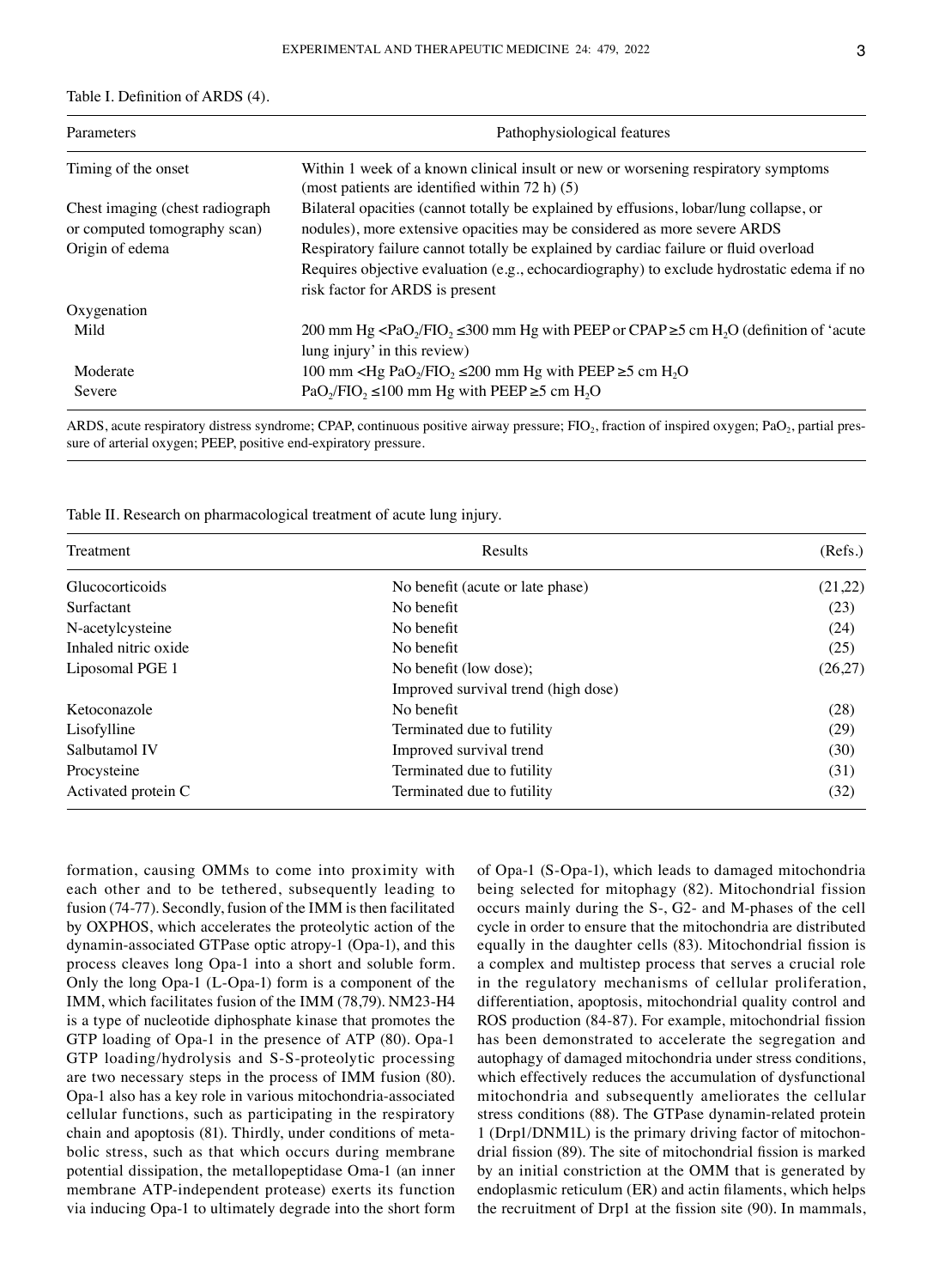Table I. Definition of ARDS (4).

| Parameters | Pathophysiological features |
|---|---|
| Timing of the onset | Within 1 week of a known clinical insult or new or worsening respiratory symptoms (most patients are identified within 72 h) (5) |
| Chest imaging (chest radiograph or computed tomography scan) | Bilateral opacities (cannot totally be explained by effusions, lobar/lung collapse, or nodules), more extensive opacities may be considered as more severe ARDS |
| Origin of edema | Respiratory failure cannot totally be explained by cardiac failure or fluid overload Requires objective evaluation (e.g., echocardiography) to exclude hydrostatic edema if no risk factor for ARDS is present |
| Oxygenation | |
| Mild | 200 mm Hg $<PaO_2/FIO_2 \leq 300$ mm Hg with PEEP or CPAP $\geq 5$ cm $H_2O$ (definition of 'acute lung injury' in this review) |
| Moderate | 100 mm <Hg $PaO_2/FIO_2 \leq 200$ mm Hg with PEEP $\geq 5$ cm $H_2O$ |
| Severe | $PaO_2/FIO_2 \leq 100$ mm Hg with PEEP $\geq 5$ cm $H_2O$ |

ARDS, acute respiratory distress syndrome; CPAP, continuous positive airway pressure; $FIO_2$, fraction of inspired oxygen; $PaO_2$, partial pressure of arterial oxygen; PEEP, positive end-expiratory pressure.

Table II. Research on pharmacological treatment of acute lung injury.

| Treatment | Results | (Refs.) |
|---|---|---|
| Glucocorticoids | No benefit (acute or late phase) | (21,22) |
| Surfactant | No benefit | (23) |
| N-acetylcysteine | No benefit | (24) |
| Inhaled nitric oxide | No benefit | (25) |
| Liposomal PGE 1 | No benefit (low dose); Improved survival trend (high dose) | (26,27) |
| Ketoconazole | No benefit | (28) |
| Lisofylline | Terminated due to futility | (29) |
| Salbutamol IV | Improved survival trend | (30) |
| Procysteine | Terminated due to futility | (31) |
| Activated protein C | Terminated due to futility | (32) |

formation, causing OMMs to come into proximity with each other and to be tethered, subsequently leading to fusion (74-77). Secondly, fusion of the IMM is then facilitated by OXPHOS, which accelerates the proteolytic action of the dynamin-associated GTPase optic atropy-1 (Opa-1), and this process cleaves long Opa-1 into a short and soluble form. Only the long Opa-1 (L-Opa-1) form is a component of the IMM, which facilitates fusion of the IMM (78,79). NM23-H4 is a type of nucleotide diphosphate kinase that promotes the GTP loading of Opa-1 in the presence of ATP (80). Opa-1 GTP loading/hydrolysis and S-S-proteolytic processing are two necessary steps in the process of IMM fusion (80). Opa-1 also has a key role in various mitochondria-associated cellular functions, such as participating in the respiratory chain and apoptosis (81). Thirdly, under conditions of metabolic stress, such as that which occurs during membrane potential dissipation, the metallopeptidase Oma-1 (an inner membrane ATP-independent protease) exerts its function via inducing Opa-1 to ultimately degrade into the short form of Opa-1 (S-Opa-1), which leads to damaged mitochondria being selected for mitophagy (82). Mitochondrial fission occurs mainly during the S-, G2- and M-phases of the cell cycle in order to ensure that the mitochondria are distributed equally in the daughter cells (83). Mitochondrial fission is a complex and multistep process that serves a crucial role in the regulatory mechanisms of cellular proliferation, differentiation, apoptosis, mitochondrial quality control and ROS production (84-87). For example, mitochondrial fission has been demonstrated to accelerate the segregation and autophagy of damaged mitochondria under stress conditions, which effectively reduces the accumulation of dysfunctional mitochondria and subsequently ameliorates the cellular stress conditions (88). The GTPase dynamin-related protein 1 (Drp1/DNM1L) is the primary driving factor of mitochondrial fission (89). The site of mitochondrial fission is marked by an initial constriction at the OMM that is generated by endoplasmic reticulum (ER) and actin filaments, which helps the recruitment of Drp1 at the fission site (90). In mammals,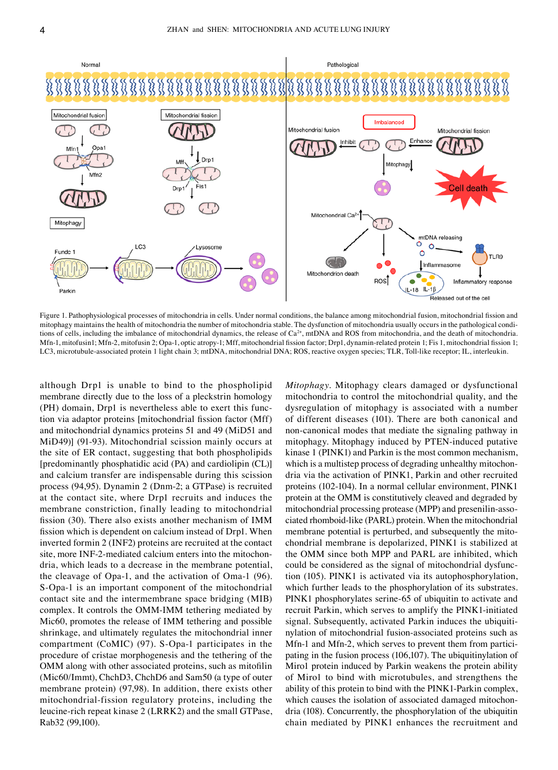Normal

Pathological

Mitochondrial fusion

Mfn1

Opa1

Mfn2

Mitochondrial fission

Mff

Drp1

Drp1

Fis1

Mitophagy

Fundc 1

LC3

Lysosome

Parkin

Imbalanced

Mitochondrial fusion

Inhibit

Enhance

Mitochondrial fission

Mitophagy

Cell death

Mitochondrial $Ca^{2+}$

mtDNA releasing

TLR9

Mitochondrion death

Inflammasome

ROS

Inflammatory response

IL-18 IL-1β

Released out of the cell

Figure 1. Pathophysiological processes of mitochondria in cells. Under normal conditions, the balance among mitochondrial fusion, mitochondrial fission and mitophagy maintains the health of mitochondria the number of mitochondria stable. The dysfunction of mitochondria usually occurs in the pathological conditions of cells, including the imbalance of mitochondrial dynamics, the release of $Ca^{2+}$, mtDNA and ROS from mitochondria, and the death of mitochondria. Mfn-1, mitofusin1; Mfn-2, mitofusin 2; Opa-1, optic atropy-1; Mff, mitochondrial fission factor; Drp1, dynamin-related protein 1; Fis 1, mitochondrial fission 1; LC3, microtubule-associated protein 1 light chain 3; mtDNA, mitochondrial DNA; ROS, reactive oxygen species; TLR, Toll-like receptor; IL, interleukin.

although Drp1 is unable to bind to the phospholipid membrane directly due to the loss of a pleckstrin homology (PH) domain, Drp1 is nevertheless able to exert this function via adaptor proteins [mitochondrial fission factor (Mff) and mitochondrial dynamics proteins 51 and 49 (MiD51 and MiD49)] (91-93). Mitochondrial scission mainly occurs at the site of ER contact, suggesting that both phospholipids [predominantly phosphatidic acid (PA) and cardiolipin (CL)] and calcium transfer are indispensable during this scission process (94,95). Dynamin 2 (Dnm-2; a GTPase) is recruited at the contact site, where Drp1 recruits and induces the membrane constriction, finally leading to mitochondrial fission (30). There also exists another mechanism of IMM fission which is dependent on calcium instead of Drp1. When inverted formin 2 (INF2) proteins are recruited at the contact site, more INF-2-mediated calcium enters into the mitochondria, which leads to a decrease in the membrane potential, the cleavage of Opa-1, and the activation of Oma-1 (96). S-Opa-1 is an important component of the mitochondrial contact site and the intermembrane space bridging (MIB) complex. It controls the OMM-IMM tethering mediated by Mic60, promotes the release of IMM tethering and possible shrinkage, and ultimately regulates the mitochondrial inner compartment (CoMIC) (97). S-Opa-1 participates in the procedure of cristae morphogenesis and the tethering of the OMM along with other associated proteins, such as mitofilin (Mic60/Immt), ChchD3, ChchD6 and Sam50 (a type of outer membrane protein) (97,98). In addition, there exists other mitochondrial-fission regulatory proteins, including the leucine-rich repeat kinase 2 (LRRK2) and the small GTPase, Rab32 (99,100).

*Mitophagy*. Mitophagy clears damaged or dysfunctional mitochondria to control the mitochondrial quality, and the dysregulation of mitophagy is associated with a number of different diseases (101). There are both canonical and non-canonical modes that mediate the signaling pathway in mitophagy. Mitophagy induced by PTEN-induced putative kinase 1 (PINK1) and Parkin is the most common mechanism, which is a multistep process of degrading unhealthy mitochondria via the activation of PINK1, Parkin and other recruited proteins (102-104). In a normal cellular environment, PINK1 protein at the OMM is constitutively cleaved and degraded by mitochondrial processing protease (MPP) and presenilin-associated rhomboid-like (PARL) protein. When the mitochondrial membrane potential is perturbed, and subsequently the mitochondrial membrane is depolarized, PINK1 is stabilized at the OMM since both MPP and PARL are inhibited, which could be considered as the signal of mitochondrial dysfunction (105). PINK1 is activated via its autophosphorylation, which further leads to the phosphorylation of its substrates. PINK1 phosphorylates serine-65 of ubiquitin to activate and recruit Parkin, which serves to amplify the PINK1-initiated signal. Subsequently, activated Parkin induces the ubiquitinylation of mitochondrial fusion-associated proteins such as Mfn-1 and Mfn-2, which serves to prevent them from participating in the fusion process (106,107). The ubiquitinylation of Miro1 protein induced by Parkin weakens the protein ability of Miro1 to bind with microtubules, and strengthens the ability of this protein to bind with the PINK1-Parkin complex, which causes the isolation of associated damaged mitochondria (108). Concurrently, the phosphorylation of the ubiquitin chain mediated by PINK1 enhances the recruitment and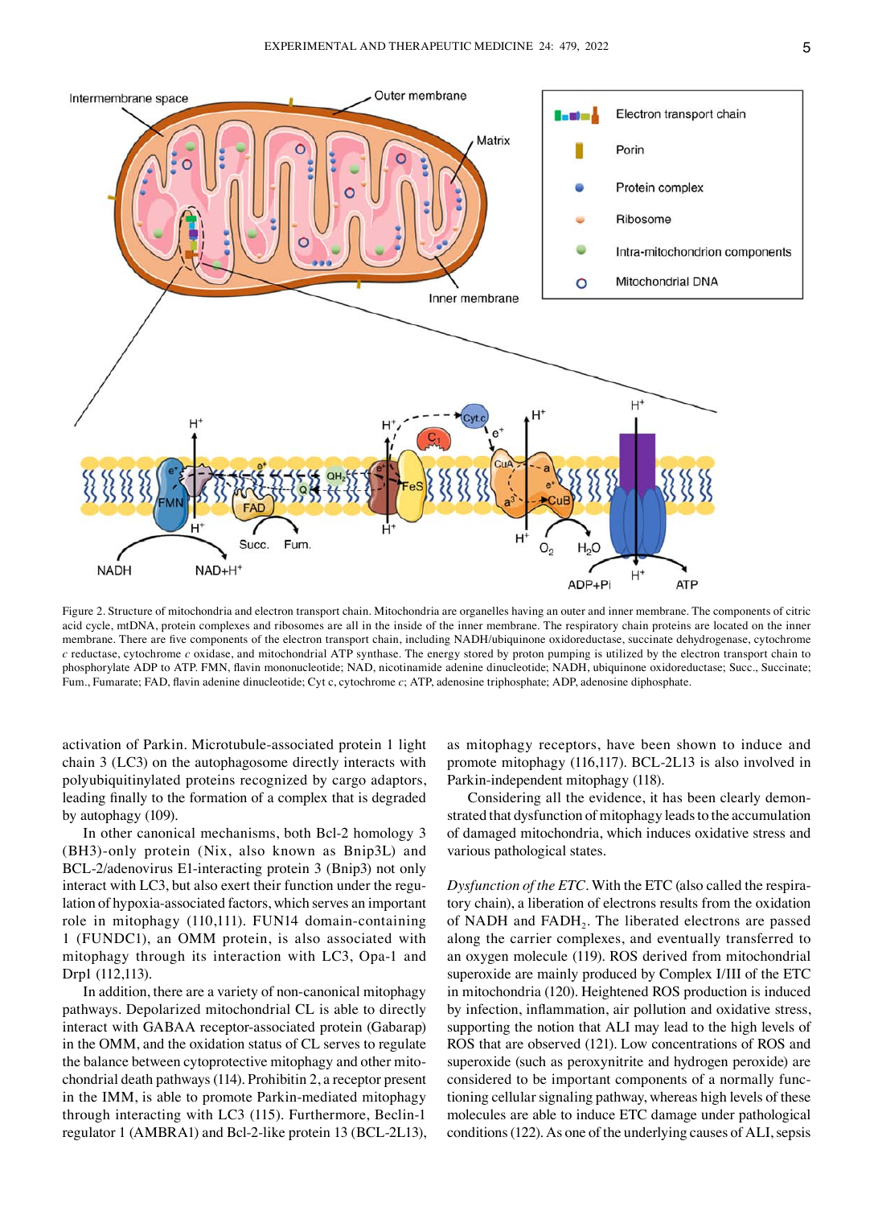Intermembrane space

Outer membrane

Matrix

Inner membrane

Electron transport chain

Porin

Protein complex

Ribosome

Intra-mitochondrion components

Mitochondrial DNA

$H^+$

FMN

FAD

Q

$QH_2$

FeS

$C_1$

Cyt c

CuA

a

$a^3$

CuB

$e^+$

Succ.

Fum.

NADH

$NAD+H^+$

$O_2$

$H_2O$

ADP+Pi

ATP

Figure 2. Structure of mitochondria and electron transport chain. Mitochondria are organelles having an outer and inner membrane. The components of citric acid cycle, mtDNA, protein complexes and ribosomes are all in the inside of the inner membrane. The respiratory chain proteins are located on the inner membrane. There are five components of the electron transport chain, including NADH/ubiquinone oxidoreductase, succinate dehydrogenase, cytochrome *c* reductase, cytochrome *c* oxidase, and mitochondrial ATP synthase. The energy stored by proton pumping is utilized by the electron transport chain to phosphorylate ADP to ATP. FMN, flavin mononucleotide; NAD, nicotinamide adenine dinucleotide; NADH, ubiquinone oxidoreductase; Succ., Succinate; Fum., Fumarate; FAD, flavin adenine dinucleotide; Cyt c, cytochrome *c*; ATP, adenosine triphosphate; ADP, adenosine diphosphate.

activation of Parkin. Microtubule-associated protein 1 light chain 3 (LC3) on the autophagosome directly interacts with polyubiquitinylated proteins recognized by cargo adaptors, leading finally to the formation of a complex that is degraded by autophagy (109).

In other canonical mechanisms, both Bcl-2 homology 3 (BH3)-only protein (Nix, also known as Bnip3L) and BCL-2/adenovirus E1-interacting protein 3 (Bnip3) not only interact with LC3, but also exert their function under the regulation of hypoxia-associated factors, which serves an important role in mitophagy (110,111). FUN14 domain-containing 1 (FUNDC1), an OMM protein, is also associated with mitophagy through its interaction with LC3, Opa-1 and Drp1 (112,113).

In addition, there are a variety of non-canonical mitophagy pathways. Depolarized mitochondrial CL is able to directly interact with GABAA receptor-associated protein (Gabarap) in the OMM, and the oxidation status of CL serves to regulate the balance between cytoprotective mitophagy and other mitochondrial death pathways (114). Prohibitin 2, a receptor present in the IMM, is able to promote Parkin-mediated mitophagy through interacting with LC3 (115). Furthermore, Beclin-1 regulator 1 (AMBRA1) and Bcl-2-like protein 13 (BCL-2L13), as mitophagy receptors, have been shown to induce and promote mitophagy (116,117). BCL-2L13 is also involved in Parkin-independent mitophagy (118).

Considering all the evidence, it has been clearly demonstrated that dysfunction of mitophagy leads to the accumulation of damaged mitochondria, which induces oxidative stress and various pathological states.

*Dysfunction of the ETC.* With the ETC (also called the respiratory chain), a liberation of electrons results from the oxidation of NADH and $FADH_2$. The liberated electrons are passed along the carrier complexes, and eventually transferred to an oxygen molecule (119). ROS derived from mitochondrial superoxide are mainly produced by Complex I/III of the ETC in mitochondria (120). Heightened ROS production is induced by infection, inflammation, air pollution and oxidative stress, supporting the notion that ALI may lead to the high levels of ROS that are observed (121). Low concentrations of ROS and superoxide (such as peroxynitrite and hydrogen peroxide) are considered to be important components of a normally functioning cellular signaling pathway, whereas high levels of these molecules are able to induce ETC damage under pathological conditions (122). As one of the underlying causes of ALI, sepsis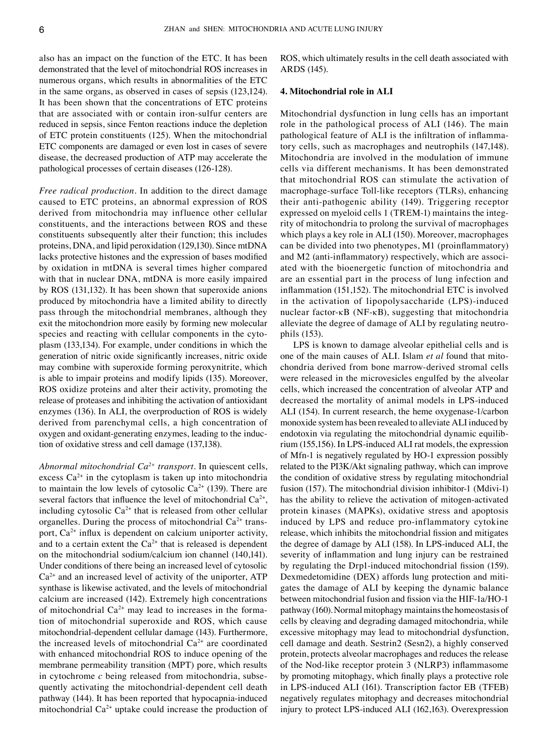also has an impact on the function of the ETC. It has been demonstrated that the level of mitochondrial ROS increases in numerous organs, which results in abnormalities of the ETC in the same organs, as observed in cases of sepsis (123,124). It has been shown that the concentrations of ETC proteins that are associated with or contain iron-sulfur centers are reduced in sepsis, since Fenton reactions induce the depletion of ETC protein constituents (125). When the mitochondrial ETC components are damaged or even lost in cases of severe disease, the decreased production of ATP may accelerate the pathological processes of certain diseases (126-128).

*Free radical production.* In addition to the direct damage caused to ETC proteins, an abnormal expression of ROS derived from mitochondria may influence other cellular constituents, and the interactions between ROS and these constituents subsequently alter their function; this includes proteins, DNA, and lipid peroxidation (129,130). Since mtDNA lacks protective histones and the expression of bases modified by oxidation in mtDNA is several times higher compared with that in nuclear DNA, mtDNA is more easily impaired by ROS (131,132). It has been shown that superoxide anions produced by mitochondria have a limited ability to directly pass through the mitochondrial membranes, although they exit the mitochondrion more easily by forming new molecular species and reacting with cellular components in the cytoplasm (133,134). For example, under conditions in which the generation of nitric oxide significantly increases, nitric oxide may combine with superoxide forming peroxynitrite, which is able to impair proteins and modify lipids (135). Moreover, ROS oxidize proteins and alter their activity, promoting the release of proteases and inhibiting the activation of antioxidant enzymes (136). In ALI, the overproduction of ROS is widely derived from parenchymal cells, a high concentration of oxygen and oxidant-generating enzymes, leading to the induction of oxidative stress and cell damage (137,138).

*Abnormal mitochondrial $Ca^{2+}$ transport.* In quiescent cells, excess $Ca^{2+}$ in the cytoplasm is taken up into mitochondria to maintain the low levels of cytosolic $Ca^{2+}$ (139). There are several factors that influence the level of mitochondrial $Ca^{2+}$, including cytosolic $Ca^{2+}$ that is released from other cellular organelles. During the process of mitochondrial $Ca^{2+}$ transport, $Ca^{2+}$ influx is dependent on calcium uniporter activity, and to a certain extent the $Ca^{2+}$ that is released is dependent on the mitochondrial sodium/calcium ion channel (140,141). Under conditions of there being an increased level of cytosolic $Ca^{2+}$ and an increased level of activity of the uniporter, ATP synthase is likewise activated, and the levels of mitochondrial calcium are increased (142). Extremely high concentrations of mitochondrial $Ca^{2+}$ may lead to increases in the formation of mitochondrial superoxide and ROS, which cause mitochondrial-dependent cellular damage (143). Furthermore, the increased levels of mitochondrial $Ca^{2+}$ are coordinated with enhanced mitochondrial ROS to induce opening of the membrane permeability transition (MPT) pore, which results in cytochrome *c* being released from mitochondria, subsequently activating the mitochondrial-dependent cell death pathway (144). It has been reported that hypocapnia-induced mitochondrial $Ca^{2+}$ uptake could increase the production of ROS, which ultimately results in the cell death associated with ARDS (145).

## 4. Mitochondrial role in ALI

Mitochondrial dysfunction in lung cells has an important role in the pathological process of ALI (146). The main pathological feature of ALI is the infiltration of inflammatory cells, such as macrophages and neutrophils (147,148). Mitochondria are involved in the modulation of immune cells via different mechanisms. It has been demonstrated that mitochondrial ROS can stimulate the activation of macrophage-surface Toll-like receptors (TLRs), enhancing their anti-pathogenic ability (149). Triggering receptor expressed on myeloid cells 1 (TREM-1) maintains the integrity of mitochondria to prolong the survival of macrophages which plays a key role in ALI (150). Moreover, macrophages can be divided into two phenotypes, M1 (proinflammatory) and M2 (anti-inflammatory) respectively, which are associated with the bioenergetic function of mitochondria and are an essential part in the process of lung infection and inflammation (151,152). The mitochondrial ETC is involved in the activation of lipopolysaccharide (LPS)-induced nuclear factor-κB (NF-κB), suggesting that mitochondria alleviate the degree of damage of ALI by regulating neutrophils (153).

LPS is known to damage alveolar epithelial cells and is one of the main causes of ALI. Islam *et al* found that mitochondria derived from bone marrow-derived stromal cells were released in the microvesicles engulfed by the alveolar cells, which increased the concentration of alveolar ATP and decreased the mortality of animal models in LPS-induced ALI (154). In current research, the heme oxygenase-1/carbon monoxide system has been revealed to alleviate ALI induced by endotoxin via regulating the mitochondrial dynamic equilibrium (155,156). In LPS-induced ALI rat models, the expression of Mfn-1 is negatively regulated by HO-1 expression possibly related to the PI3K/Akt signaling pathway, which can improve the condition of oxidative stress by regulating mitochondrial fusion (157). The mitochondrial division inhibitor-1 (Mdivi-1) has the ability to relieve the activation of mitogen-activated protein kinases (MAPKs), oxidative stress and apoptosis induced by LPS and reduce pro-inflammatory cytokine release, which inhibits the mitochondrial fission and mitigates the degree of damage by ALI (158). In LPS-induced ALI, the severity of inflammation and lung injury can be restrained by regulating the Drp1-induced mitochondrial fission (159). Dexmedetomidine (DEX) affords lung protection and mitigates the damage of ALI by keeping the dynamic balance between mitochondrial fusion and fission via the HIF-1a/HO-1 pathway (160). Normal mitophagy maintains the homeostasis of cells by cleaving and degrading damaged mitochondria, while excessive mitophagy may lead to mitochondrial dysfunction, cell damage and death. Sestrin2 (Sesn2), a highly conserved protein, protects alveolar macrophages and reduces the release of the Nod-like receptor protein 3 (NLRP3) inflammasome by promoting mitophagy, which finally plays a protective role in LPS-induced ALI (161). Transcription factor EB (TFEB) negatively regulates mitophagy and decreases mitochondrial injury to protect LPS-induced ALI (162,163). Overexpression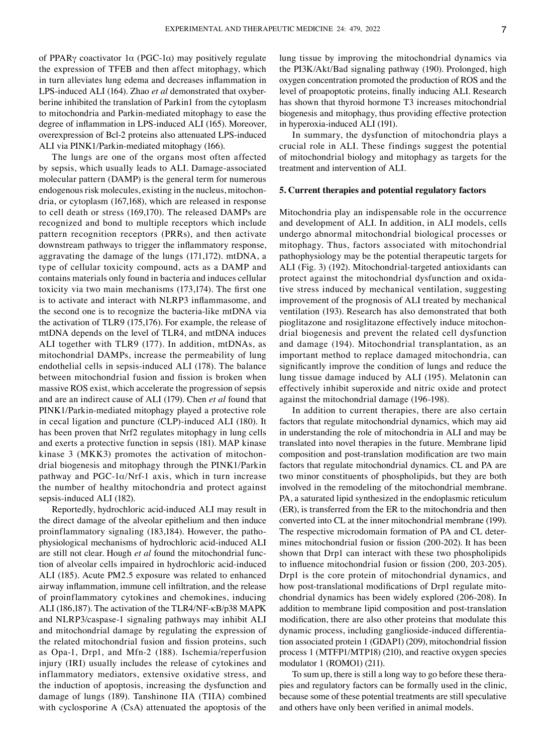of PPARγ coactivator 1α (PGC-1α) may positively regulate the expression of TFEB and then affect mitophagy, which in turn alleviates lung edema and decreases inflammation in LPS-induced ALI (164). Zhao *et al* demonstrated that oxyberberine inhibited the translation of Parkin1 from the cytoplasm to mitochondria and Parkin-mediated mitophagy to ease the degree of inflammation in LPS-induced ALI (165). Moreover, overexpression of Bcl-2 proteins also attenuated LPS-induced ALI via PINK1/Parkin-mediated mitophagy (166).

The lungs are one of the organs most often affected by sepsis, which usually leads to ALI. Damage-associated molecular pattern (DAMP) is the general term for numerous endogenous risk molecules, existing in the nucleus, mitochondria, or cytoplasm (167,168), which are released in response to cell death or stress (169,170). The released DAMPs are recognized and bond to multiple receptors which include pattern recognition receptors (PRRs), and then activate downstream pathways to trigger the inflammatory response, aggravating the damage of the lungs (171,172). mtDNA, a type of cellular toxicity compound, acts as a DAMP and contains materials only found in bacteria and induces cellular toxicity via two main mechanisms (173,174). The first one is to activate and interact with NLRP3 inflammasome, and the second one is to recognize the bacteria-like mtDNA via the activation of TLR9 (175,176). For example, the release of mtDNA depends on the level of TLR4, and mtDNA induces ALI together with TLR9 (177). In addition, mtDNAs, as mitochondrial DAMPs, increase the permeability of lung endothelial cells in sepsis-induced ALI (178). The balance between mitochondrial fusion and fission is broken when massive ROS exist, which accelerate the progression of sepsis and are an indirect cause of ALI (179). Chen *et al* found that PINK1/Parkin-mediated mitophagy played a protective role in cecal ligation and puncture (CLP)-induced ALI (180). It has been proven that Nrf2 regulates mitophagy in lung cells and exerts a protective function in sepsis (181). MAP kinase kinase 3 (MKK3) promotes the activation of mitochondrial biogenesis and mitophagy through the PINK1/Parkin pathway and PGC-1α/Nrf-1 axis, which in turn increase the number of healthy mitochondria and protect against sepsis-induced ALI (182).

Reportedly, hydrochloric acid-induced ALI may result in the direct damage of the alveolar epithelium and then induce proinflammatory signaling (183,184). However, the pathophysiological mechanisms of hydrochloric acid-induced ALI are still not clear. Hough *et al* found the mitochondrial function of alveolar cells impaired in hydrochloric acid-induced ALI (185). Acute PM2.5 exposure was related to enhanced airway inflammation, immune cell infiltration, and the release of proinflammatory cytokines and chemokines, inducing ALI (186,187). The activation of the TLR4/NF-κB/p38 MAPK and NLRP3/caspase-1 signaling pathways may inhibit ALI and mitochondrial damage by regulating the expression of the related mitochondrial fusion and fission proteins, such as Opa-1, Drp1, and Mfn-2 (188). Ischemia/reperfusion injury (IRI) usually includes the release of cytokines and inflammatory mediators, extensive oxidative stress, and the induction of apoptosis, increasing the dysfunction and damage of lungs (189). Tanshinone IIA (TIIA) combined with cyclosporine A (CsA) attenuated the apoptosis of the lung tissue by improving the mitochondrial dynamics via the PI3K/Akt/Bad signaling pathway (190). Prolonged, high oxygen concentration promoted the production of ROS and the level of proapoptotic proteins, finally inducing ALI. Research has shown that thyroid hormone T3 increases mitochondrial biogenesis and mitophagy, thus providing effective protection in hyperoxia-induced ALI (191).

In summary, the dysfunction of mitochondria plays a crucial role in ALI. These findings suggest the potential of mitochondrial biology and mitophagy as targets for the treatment and intervention of ALI.

## 5. Current therapies and potential regulatory factors

Mitochondria play an indispensable role in the occurrence and development of ALI. In addition, in ALI models, cells undergo abnormal mitochondrial biological processes or mitophagy. Thus, factors associated with mitochondrial pathophysiology may be the potential therapeutic targets for ALI (Fig. 3) (192). Mitochondrial-targeted antioxidants can protect against the mitochondrial dysfunction and oxidative stress induced by mechanical ventilation, suggesting improvement of the prognosis of ALI treated by mechanical ventilation (193). Research has also demonstrated that both pioglitazone and rosiglitazone effectively induce mitochondrial biogenesis and prevent the related cell dysfunction and damage (194). Mitochondrial transplantation, as an important method to replace damaged mitochondria, can significantly improve the condition of lungs and reduce the lung tissue damage induced by ALI (195). Melatonin can effectively inhibit superoxide and nitric oxide and protect against the mitochondrial damage (196-198).

In addition to current therapies, there are also certain factors that regulate mitochondrial dynamics, which may aid in understanding the role of mitochondria in ALI and may be translated into novel therapies in the future. Membrane lipid composition and post-translation modification are two main factors that regulate mitochondrial dynamics. CL and PA are two minor constituents of phospholipids, but they are both involved in the remodeling of the mitochondrial membrane. PA, a saturated lipid synthesized in the endoplasmic reticulum (ER), is transferred from the ER to the mitochondria and then converted into CL at the inner mitochondrial membrane (199). The respective microdomain formation of PA and CL determines mitochondrial fusion or fission (200-202). It has been shown that Drp1 can interact with these two phospholipids to influence mitochondrial fusion or fission (200, 203-205). Drp1 is the core protein of mitochondrial dynamics, and how post-translational modifications of Drp1 regulate mitochondrial dynamics has been widely explored (206-208). In addition to membrane lipid composition and post-translation modification, there are also other proteins that modulate this dynamic process, including ganglioside-induced differentiation associated protein 1 (GDAP1) (209), mitochondrial fission process 1 (MTFP1/MTP18) (210), and reactive oxygen species modulator 1 (ROMO1) (211).

To sum up, there is still a long way to go before these therapies and regulatory factors can be formally used in the clinic, because some of these potential treatments are still speculative and others have only been verified in animal models.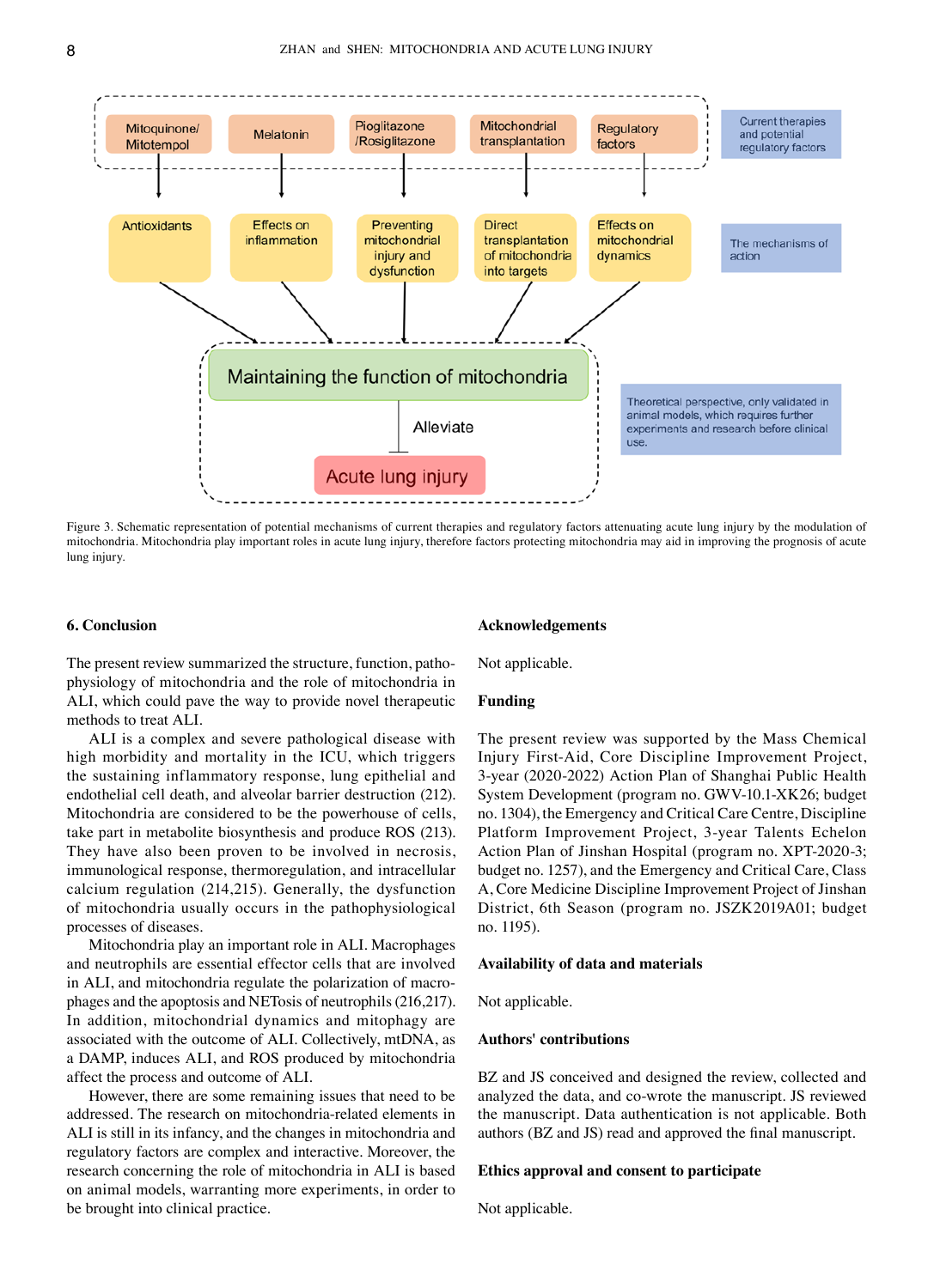Mitoquinone/ Mitotempol

Melatonin

Pioglitazone /Rosiglitazone

Mitochondrial transplantation

Regulatory factors

Current therapies and potential regulatory factors

Antioxidants

Effects on inflammation

Preventing mitochondrial injury and dysfunction

Direct transplantation of mitochondria into targets

Effects on mitochondrial dynamics

The mechanisms of action

Maintaining the function of mitochondria

Alleviate

Acute lung injury

Theoretical perspective, only validated in animal models, which requires further experiments and research before clinical use.

Figure 3. Schematic representation of potential mechanisms of current therapies and regulatory factors attenuating acute lung injury by the modulation of mitochondria. Mitochondria play important roles in acute lung injury, therefore factors protecting mitochondria may aid in improving the prognosis of acute lung injury.

## 6. Conclusion

The present review summarized the structure, function, pathophysiology of mitochondria and the role of mitochondria in ALI, which could pave the way to provide novel therapeutic methods to treat ALI.

ALI is a complex and severe pathological disease with high morbidity and mortality in the ICU, which triggers the sustaining inflammatory response, lung epithelial and endothelial cell death, and alveolar barrier destruction (212). Mitochondria are considered to be the powerhouse of cells, take part in metabolite biosynthesis and produce ROS (213). They have also been proven to be involved in necrosis, immunological response, thermoregulation, and intracellular calcium regulation (214,215). Generally, the dysfunction of mitochondria usually occurs in the pathophysiological processes of diseases.

Mitochondria play an important role in ALI. Macrophages and neutrophils are essential effector cells that are involved in ALI, and mitochondria regulate the polarization of macrophages and the apoptosis and NETosis of neutrophils (216,217). In addition, mitochondrial dynamics and mitophagy are associated with the outcome of ALI. Collectively, mtDNA, as a DAMP, induces ALI, and ROS produced by mitochondria affect the process and outcome of ALI.

However, there are some remaining issues that need to be addressed. The research on mitochondria-related elements in ALI is still in its infancy, and the changes in mitochondria and regulatory factors are complex and interactive. Moreover, the research concerning the role of mitochondria in ALI is based on animal models, warranting more experiments, in order to be brought into clinical practice.

## Acknowledgements

Not applicable.

## Funding

The present review was supported by the Mass Chemical Injury First-Aid, Core Discipline Improvement Project, 3-year (2020-2022) Action Plan of Shanghai Public Health System Development (program no. GWV-10.1-XK26; budget no. 1304), the Emergency and Critical Care Centre, Discipline Platform Improvement Project, 3-year Talents Echelon Action Plan of Jinshan Hospital (program no. XPT-2020-3; budget no. 1257), and the Emergency and Critical Care, Class A, Core Medicine Discipline Improvement Project of Jinshan District, 6th Season (program no. JSZK2019A01; budget no. 1195).

## Availability of data and materials

Not applicable.

## Authors' contributions

BZ and JS conceived and designed the review, collected and analyzed the data, and co-wrote the manuscript. JS reviewed the manuscript. Data authentication is not applicable. Both authors (BZ and JS) read and approved the final manuscript.

## Ethics approval and consent to participate

Not applicable.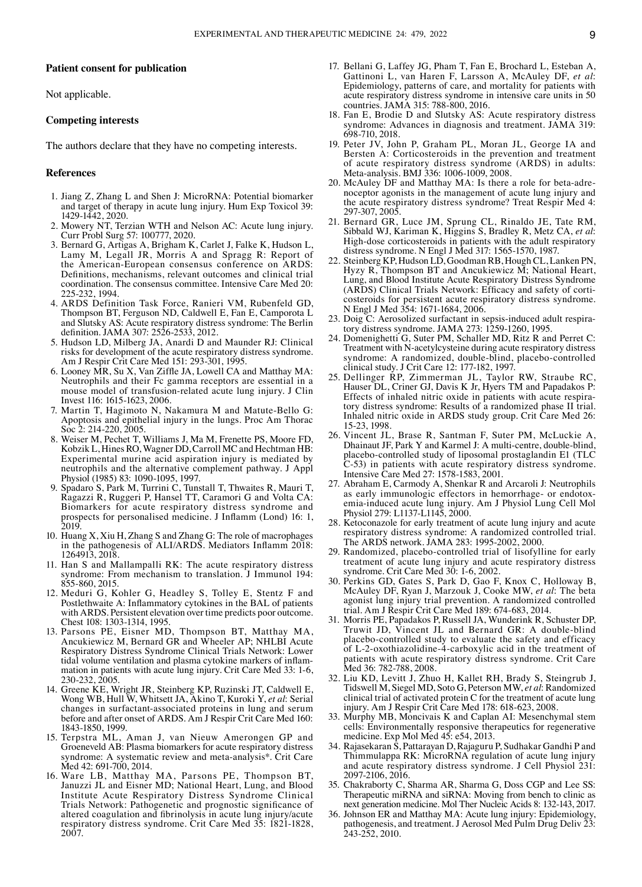**Patient consent for publication**

Not applicable.

**Competing interests**

The authors declare that they have no competing interests.

**References**

1. Jiang Z, Zhang L and Shen J: MicroRNA: Potential biomarker and target of therapy in acute lung injury. Hum Exp Toxicol 39: 1429-1442, 2020.
2. Mowery NT, Terzian WTH and Nelson AC: Acute lung injury. Curr Probl Surg 57: 100777, 2020.
3. Bernard G, Artigas A, Brigham K, Carlet J, Falke K, Hudson L, Lamy M, Legall JR, Morris A and Spragg R: Report of the American-European consensus conference on ARDS: Definitions, mechanisms, relevant outcomes and clinical trial coordination. The consensus committee. Intensive Care Med 20: 225-232, 1994.
4. ARDS Definition Task Force, Ranieri VM, Rubenfeld GD, Thompson BT, Ferguson ND, Caldwell E, Fan E, Camporota L and Slutsky AS: Acute respiratory distress syndrome: The Berlin definition. JAMA 307: 2526-2533, 2012.
5. Hudson LD, Milberg JA, Anardi D and Maunder RJ: Clinical risks for development of the acute respiratory distress syndrome. Am J Respir Crit Care Med 151: 293-301, 1995.
6. Looney MR, Su X, Van Ziffle JA, Lowell CA and Matthay MA: Neutrophils and their Fc gamma receptors are essential in a mouse model of transfusion-related acute lung injury. J Clin Invest 116: 1615-1623, 2006.
7. Martin T, Hagimoto N, Nakamura M and Matute-Bello G: Apoptosis and epithelial injury in the lungs. Proc Am Thorac Soc 2: 214-220, 2005.
8. Weiser M, Pechet T, Williams J, Ma M, Frenette PS, Moore FD, Kobzik L, Hines RO, Wagner DD, Carroll MC and Hechtman HB: Experimental murine acid aspiration injury is mediated by neutrophils and the alternative complement pathway. J Appl Physiol (1985) 83: 1090-1095, 1997.
9. Spadaro S, Park M, Turrini C, Tunstall T, Thwaites R, Mauri T, Ragazzi R, Ruggeri P, Hansel TT, Caramori G and Volta CA: Biomarkers for acute respiratory distress syndrome and prospects for personalised medicine. J Inflamm (Lond) 16: 1, 2019.
10. Huang X, Xiu H, Zhang S and Zhang G: The role of macrophages in the pathogenesis of ALI/ARDS. Mediators Inflamm 2018: 1264913, 2018.
11. Han S and Mallampalli RK: The acute respiratory distress syndrome: From mechanism to translation. J Immunol 194: 855-860, 2015.
12. Meduri G, Kohler G, Headley S, Tolley E, Stentz F and Postlethwaite A: Inflammatory cytokines in the BAL of patients with ARDS. Persistent elevation over time predicts poor outcome. Chest 108: 1303-1314, 1995.
13. Parsons PE, Eisner MD, Thompson BT, Matthay MA, Ancukiewicz M, Bernard GR and Wheeler AP; NHLBI Acute Respiratory Distress Syndrome Clinical Trials Network: Lower tidal volume ventilation and plasma cytokine markers of inflammation in patients with acute lung injury. Crit Care Med 33: 1-6, 230-232, 2005.
14. Greene KE, Wright JR, Steinberg KP, Ruzinski JT, Caldwell E, Wong WB, Hull W, Whitsett JA, Akino T, Kuroki Y, *et al*: Serial changes in surfactant-associated proteins in lung and serum before and after onset of ARDS. Am J Respir Crit Care Med 160: 1843-1850, 1999.
15. Terpstra ML, Aman J, van Nieuw Amerongen GP and Groeneveld AB: Plasma biomarkers for acute respiratory distress syndrome: A systematic review and meta-analysis*. Crit Care Med 42: 691-700, 2014.
16. Ware LB, Matthay MA, Parsons PE, Thompson BT, Januzzi JL and Eisner MD; National Heart, Lung, and Blood Institute Acute Respiratory Distress Syndrome Clinical Trials Network: Pathogenetic and prognostic significance of altered coagulation and fibrinolysis in acute lung injury/acute respiratory distress syndrome. Crit Care Med 35: 1821-1828, 2007.
17. Bellani G, Laffey JG, Pham T, Fan E, Brochard L, Esteban A, Gattinoni L, van Haren F, Larsson A, McAuley DF, *et al*: Epidemiology, patterns of care, and mortality for patients with acute respiratory distress syndrome in intensive care units in 50 countries. JAMA 315: 788-800, 2016.
18. Fan E, Brodie D and Slutsky AS: Acute respiratory distress syndrome: Advances in diagnosis and treatment. JAMA 319: 698-710, 2018.
19. Peter JV, John P, Graham PL, Moran JL, George IA and Bersten A: Corticosteroids in the prevention and treatment of acute respiratory distress syndrome (ARDS) in adults: Meta-analysis. BMJ 336: 1006-1009, 2008.
20. McAuley DF and Matthay MA: Is there a role for beta-adrenoceptor agonists in the management of acute lung injury and the acute respiratory distress syndrome? Treat Respir Med 4: 297-307, 2005.
21. Bernard GR, Luce JM, Sprung CL, Rinaldo JE, Tate RM, Sibbald WJ, Kariman K, Higgins S, Bradley R, Metz CA, *et al*: High-dose corticosteroids in patients with the adult respiratory distress syndrome. N Engl J Med 317: 1565-1570, 1987.
22. Steinberg KP, Hudson LD, Goodman RB, Hough CL, Lanken PN, Hyzy R, Thompson BT and Ancukiewicz M; National Heart, Lung, and Blood Institute Acute Respiratory Distress Syndrome (ARDS) Clinical Trials Network: Efficacy and safety of corticosteroids for persistent acute respiratory distress syndrome. N Engl J Med 354: 1671-1684, 2006.
23. Doig C: Aerosolized surfactant in sepsis-induced adult respiratory distress syndrome. JAMA 273: 1259-1260, 1995.
24. Domenighetti G, Suter PM, Schaller MD, Ritz R and Perret C: Treatment with N-acetylcysteine during acute respiratory distress syndrome: A randomized, double-blind, placebo-controlled clinical study. J Crit Care 12: 177-182, 1997.
25. Dellinger RP, Zimmerman JL, Taylor RW, Straube RC, Hauser DL, Criner GJ, Davis K Jr, Hyers TM and Papadakos P: Effects of inhaled nitric oxide in patients with acute respiratory distress syndrome: Results of a randomized phase II trial. Inhaled nitric oxide in ARDS study group. Crit Care Med 26: 15-23, 1998.
26. Vincent JL, Brase R, Santman F, Suter PM, McLuckie A, Dhainaut JF, Park Y and Karmel J: A multi-centre, double-blind, placebo-controlled study of liposomal prostaglandin E1 (TLC C-53) in patients with acute respiratory distress syndrome. Intensive Care Med 27: 1578-1583, 2001.
27. Abraham E, Carmody A, Shenkar R and Arcaroli J: Neutrophils as early immunologic effectors in hemorrhage- or endotoxemia-induced acute lung injury. Am J Physiol Lung Cell Mol Physiol 279: L1137-L1145, 2000.
28. Ketoconazole for early treatment of acute lung injury and acute respiratory distress syndrome: A randomized controlled trial. The ARDS network. JAMA 283: 1995-2002, 2000.
29. Randomized, placebo-controlled trial of lisofylline for early treatment of acute lung injury and acute respiratory distress syndrome. Crit Care Med 30: 1-6, 2002.
30. Perkins GD, Gates S, Park D, Gao F, Knox C, Holloway B, McAuley DF, Ryan J, Marzouk J, Cooke MW, *et al*: The beta agonist lung injury trial prevention. A randomized controlled trial. Am J Respir Crit Care Med 189: 674-683, 2014.
31. Morris PE, Papadakos P, Russell JA, Wunderink R, Schuster DP, Truwit JD, Vincent JL and Bernard GR: A double-blind placebo-controlled study to evaluate the safety and efficacy of L-2-oxothiazolidine-4-carboxylic acid in the treatment of patients with acute respiratory distress syndrome. Crit Care Med 36: 782-788, 2008.
32. Liu KD, Levitt J, Zhuo H, Kallet RH, Brady S, Steingrub J, Tidswell M, Siegel MD, Soto G, Peterson MW, *et al*: Randomized clinical trial of activated protein C for the treatment of acute lung injury. Am J Respir Crit Care Med 178: 618-623, 2008.
33. Murphy MB, Moncivais K and Caplan AI: Mesenchymal stem cells: Environmentally responsive therapeutics for regenerative medicine. Exp Mol Med 45: e54, 2013.
34. Rajasekaran S, Pattarayan D, Rajaguru P, Sudhakar Gandhi P and Thimmulappa RK: MicroRNA regulation of acute lung injury and acute respiratory distress syndrome. J Cell Physiol 231: 2097-2106, 2016.
35. Chakraborty C, Sharma AR, Sharma G, Doss CGP and Lee SS: Therapeutic miRNA and siRNA: Moving from bench to clinic as next generation medicine. Mol Ther Nucleic Acids 8: 132-143, 2017.
36. Johnson ER and Matthay MA: Acute lung injury: Epidemiology, pathogenesis, and treatment. J Aerosol Med Pulm Drug Deliv 23: 243-252, 2010.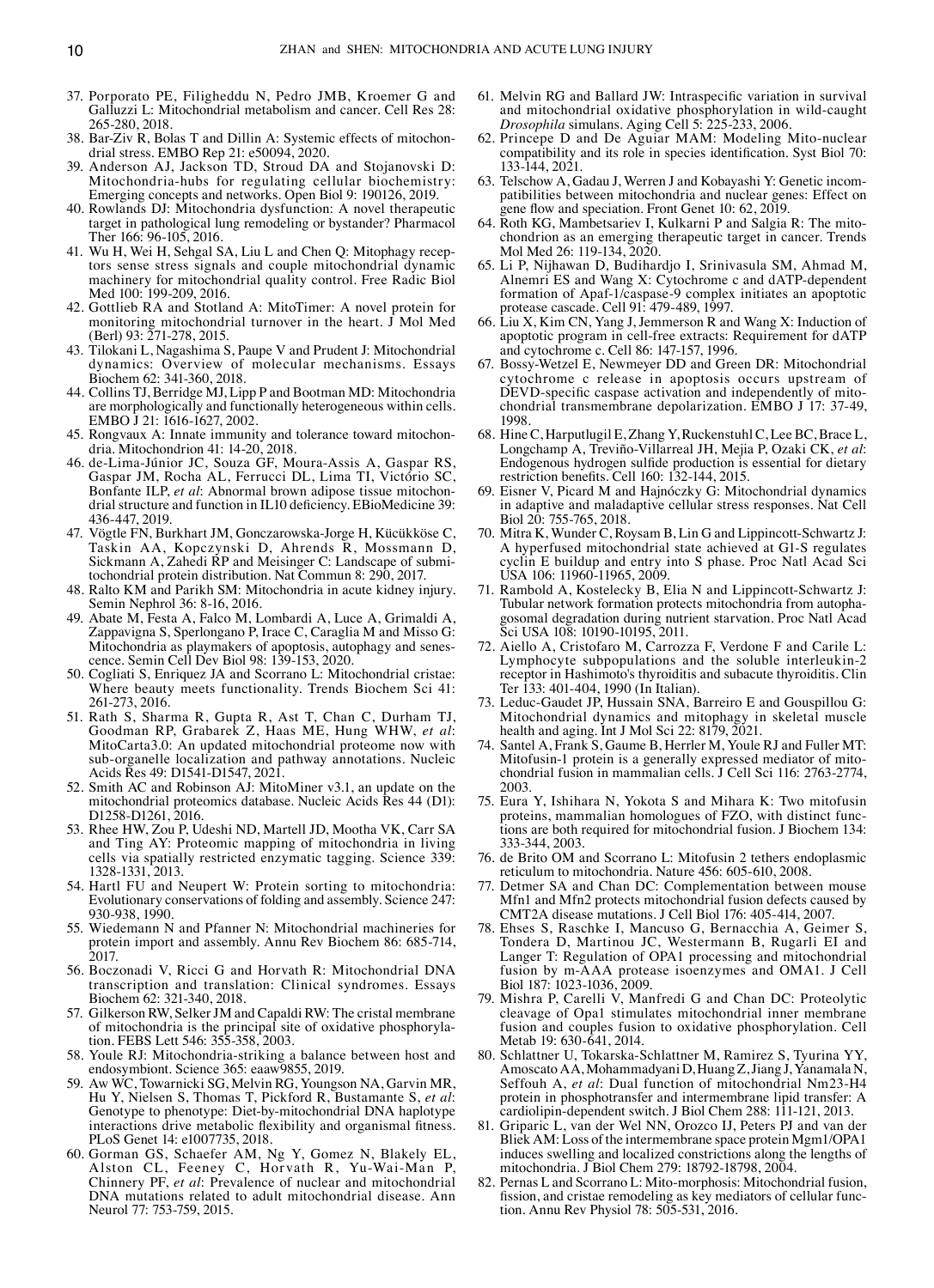37. Porporato PE, Filigheddu N, Pedro JMB, Kroemer G and Galluzzi L: Mitochondrial metabolism and cancer. Cell Res 28: 265-280, 2018.
38. Bar-Ziv R, Bolas T and Dillin A: Systemic effects of mitochondrial stress. EMBO Rep 21: e50094, 2020.
39. Anderson AJ, Jackson TD, Stroud DA and Stojanovski D: Mitochondria-hubs for regulating cellular biochemistry: Emerging concepts and networks. Open Biol 9: 190126, 2019.
40. Rowlands DJ: Mitochondria dysfunction: A novel therapeutic target in pathological lung remodeling or bystander? Pharmacol Ther 166: 96-105, 2016.
41. Wu H, Wei H, Sehgal SA, Liu L and Chen Q: Mitophagy receptors sense stress signals and couple mitochondrial dynamic machinery for mitochondrial quality control. Free Radic Biol Med 100: 199-209, 2016.
42. Gottlieb RA and Stotland A: MitoTimer: A novel protein for monitoring mitochondrial turnover in the heart. J Mol Med (Berl) 93: 271-278, 2015.
43. Tilokani L, Nagashima S, Paupe V and Prudent J: Mitochondrial dynamics: Overview of molecular mechanisms. Essays Biochem 62: 341-360, 2018.
44. Collins TJ, Berridge MJ, Lipp P and Bootman MD: Mitochondria are morphologically and functionally heterogeneous within cells. EMBO J 21: 1616-1627, 2002.
45. Rongvaux A: Innate immunity and tolerance toward mitochondria. Mitochondrion 41: 14-20, 2018.
46. de-Lima-Júnior JC, Souza GF, Moura-Assis A, Gaspar RS, Gaspar JM, Rocha AL, Ferrucci DL, Lima TI, Victório SC, Bonfante ILP, *et al*: Abnormal brown adipose tissue mitochondrial structure and function in IL10 deficiency. EBioMedicine 39: 436-447, 2019.
47. Vögtle FN, Burkhart JM, Gonczarowska-Jorge H, Kücükköse C, Taskin AA, Kopczynski D, Ahrends R, Mossmann D, Sickmann A, Zahedi RP and Meisinger C: Landscape of submitochondrial protein distribution. Nat Commun 8: 290, 2017.
48. Ralto KM and Parikh SM: Mitochondria in acute kidney injury. Semin Nephrol 36: 8-16, 2016.
49. Abate M, Festa A, Falco M, Lombardi A, Luce A, Grimaldi A, Zappavigna S, Sperlongano P, Irace C, Caraglia M and Misso G: Mitochondria as playmakers of apoptosis, autophagy and senescence. Semin Cell Dev Biol 98: 139-153, 2020.
50. Cogliati S, Enriquez JA and Scorrano L: Mitochondrial cristae: Where beauty meets functionality. Trends Biochem Sci 41: 261-273, 2016.
51. Rath S, Sharma R, Gupta R, Ast T, Chan C, Durham TJ, Goodman RP, Grabarek Z, Haas ME, Hung WHW, *et al*: MitoCarta3.0: An updated mitochondrial proteome now with sub-organelle localization and pathway annotations. Nucleic Acids Res 49: D1541-D1547, 2021.
52. Smith AC and Robinson AJ: MitoMiner v3.1, an update on the mitochondrial proteomics database. Nucleic Acids Res 44 (D1): D1258-D1261, 2016.
53. Rhee HW, Zou P, Udeshi ND, Martell JD, Mootha VK, Carr SA and Ting AY: Proteomic mapping of mitochondria in living cells via spatially restricted enzymatic tagging. Science 339: 1328-1331, 2013.
54. Hartl FU and Neupert W: Protein sorting to mitochondria: Evolutionary conservations of folding and assembly. Science 247: 930-938, 1990.
55. Wiedemann N and Pfanner N: Mitochondrial machineries for protein import and assembly. Annu Rev Biochem 86: 685-714, 2017.
56. Boczonadi V, Ricci G and Horvath R: Mitochondrial DNA transcription and translation: Clinical syndromes. Essays Biochem 62: 321-340, 2018.
57. Gilkerson RW, Selker JM and Capaldi RW: The cristal membrane of mitochondria is the principal site of oxidative phosphorylation. FEBS Lett 546: 355-358, 2003.
58. Youle RJ: Mitochondria-striking a balance between host and endosymbiont. Science 365: eaaw9855, 2019.
59. Aw WC, Towarnicki SG, Melvin RG, Youngson NA, Garvin MR, Hu Y, Nielsen S, Thomas T, Pickford R, Bustamante S, *et al*: Genotype to phenotype: Diet-by-mitochondrial DNA haplotype interactions drive metabolic flexibility and organismal fitness. PLoS Genet 14: e1007735, 2018.
60. Gorman GS, Schaefer AM, Ng Y, Gomez N, Blakely EL, Alston CL, Feeney C, Horvath R, Yu-Wai-Man P, Chinnery PF, *et al*: Prevalence of nuclear and mitochondrial DNA mutations related to adult mitochondrial disease. Ann Neurol 77: 753-759, 2015.
61. Melvin RG and Ballard JW: Intraspecific variation in survival and mitochondrial oxidative phosphorylation in wild-caught *Drosophila* simulans. Aging Cell 5: 225-233, 2006.
62. Princepe D and De Aguiar MAM: Modeling Mito-nuclear compatibility and its role in species identification. Syst Biol 70: 133-144, 2021.
63. Telschow A, Gadau J, Werren J and Kobayashi Y: Genetic incompatibilities between mitochondria and nuclear genes: Effect on gene flow and speciation. Front Genet 10: 62, 2019.
64. Roth KG, Mambetsariev I, Kulkarni P and Salgia R: The mitochondrion as an emerging therapeutic target in cancer. Trends Mol Med 26: 119-134, 2020.
65. Li P, Nijhawan D, Budihardjo I, Srinivasula SM, Ahmad M, Alnemri ES and Wang X: Cytochrome c and dATP-dependent formation of Apaf-1/caspase-9 complex initiates an apoptotic protease cascade. Cell 91: 479-489, 1997.
66. Liu X, Kim CN, Yang J, Jemmerson R and Wang X: Induction of apoptotic program in cell-free extracts: Requirement for dATP and cytochrome c. Cell 86: 147-157, 1996.
67. Bossy-Wetzel E, Newmeyer DD and Green DR: Mitochondrial cytochrome c release in apoptosis occurs upstream of DEVD-specific caspase activation and independently of mitochondrial transmembrane depolarization. EMBO J 17: 37-49, 1998.
68. Hine C, Harputlugil E, Zhang Y, Ruckenstuhl C, Lee BC, Brace L, Longchamp A, Treviño-Villarreal JH, Mejia P, Ozaki CK, *et al*: Endogenous hydrogen sulfide production is essential for dietary restriction benefits. Cell 160: 132-144, 2015.
69. Eisner V, Picard M and Hajnóczky G: Mitochondrial dynamics in adaptive and maladaptive cellular stress responses. Nat Cell Biol 20: 755-765, 2018.
70. Mitra K, Wunder C, Roysam B, Lin G and Lippincott-Schwartz J: A hyperfused mitochondrial state achieved at G1-S regulates cyclin E buildup and entry into S phase. Proc Natl Acad Sci USA 106: 11960-11965, 2009.
71. Rambold A, Kostelecky B, Elia N and Lippincott-Schwartz J: Tubular network formation protects mitochondria from autophagosomal degradation during nutrient starvation. Proc Natl Acad Sci USA 108: 10190-10195, 2011.
72. Aiello A, Cristofaro M, Carrozza F, Verdone F and Carile L: Lymphocyte subpopulations and the soluble interleukin-2 receptor in Hashimoto's thyroiditis and subacute thyroiditis. Clin Ter 133: 401-404, 1990 (In Italian).
73. Leduc-Gaudet JP, Hussain SNA, Barreiro E and Gouspillou G: Mitochondrial dynamics and mitophagy in skeletal muscle health and aging. Int J Mol Sci 22: 8179, 2021.
74. Santel A, Frank S, Gaume B, Herrler M, Youle RJ and Fuller MT: Mitofusin-1 protein is a generally expressed mediator of mitochondrial fusion in mammalian cells. J Cell Sci 116: 2763-2774, 2003.
75. Eura Y, Ishihara N, Yokota S and Mihara K: Two mitofusin proteins, mammalian homologues of FZO, with distinct functions are both required for mitochondrial fusion. J Biochem 134: 333-344, 2003.
76. de Brito OM and Scorrano L: Mitofusin 2 tethers endoplasmic reticulum to mitochondria. Nature 456: 605-610, 2008.
77. Detmer SA and Chan DC: Complementation between mouse Mfn1 and Mfn2 protects mitochondrial fusion defects caused by CMT2A disease mutations. J Cell Biol 176: 405-414, 2007.
78. Ehses S, Raschke I, Mancuso G, Bernacchia A, Geimer S, Tondera D, Martinou JC, Westermann B, Rugarli EI and Langer T: Regulation of OPA1 processing and mitochondrial fusion by m-AAA protease isoenzymes and OMA1. J Cell Biol 187: 1023-1036, 2009.
79. Mishra P, Carelli V, Manfredi G and Chan DC: Proteolytic cleavage of Opa1 stimulates mitochondrial inner membrane fusion and couples fusion to oxidative phosphorylation. Cell Metab 19: 630-641, 2014.
80. Schlattner U, Tokarska-Schlattner M, Ramirez S, Tyurina YY, Amoscato AA, Mohammadyani D, Huang Z, Jiang J, Yanamala N, Seffouh A, *et al*: Dual function of mitochondrial Nm23-H4 protein in phosphotransfer and intermembrane lipid transfer: A cardiolipin-dependent switch. J Biol Chem 288: 111-121, 2013.
81. Griparic L, van der Wel NN, Orozco IJ, Peters PJ and van der Bliek AM: Loss of the intermembrane space protein Mgm1/OPA1 induces swelling and localized constrictions along the lengths of mitochondria. J Biol Chem 279: 18792-18798, 2004.
82. Pernas L and Scorrano L: Mito-morphosis: Mitochondrial fusion, fission, and cristae remodeling as key mediators of cellular function. Annu Rev Physiol 78: 505-531, 2016.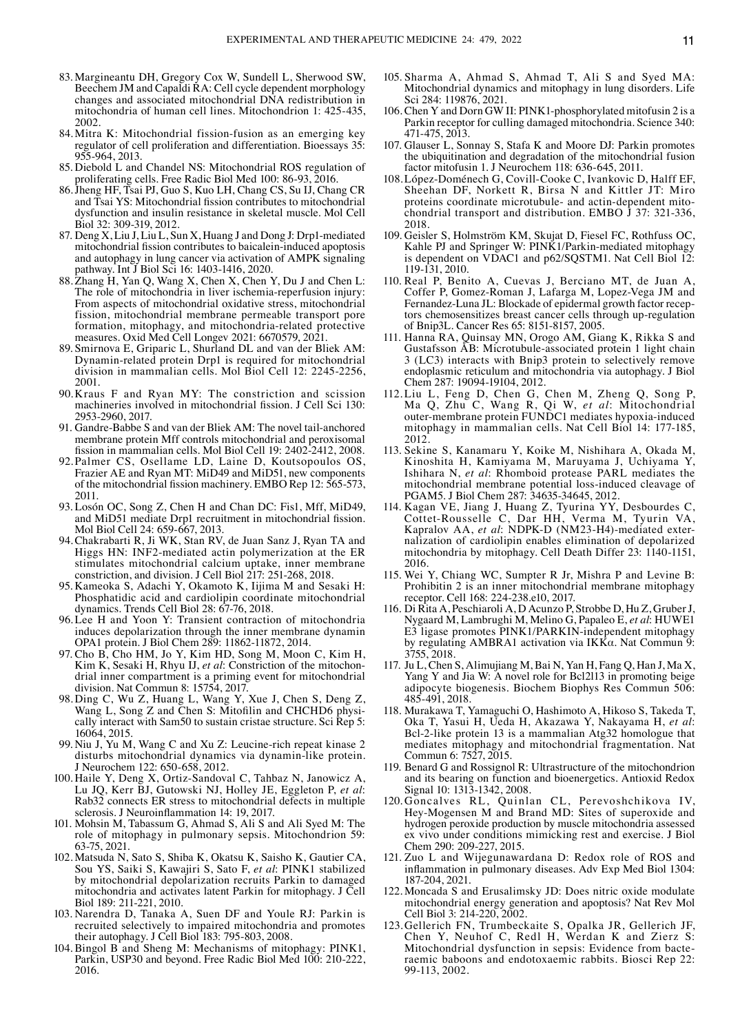83. Margineantu DH, Gregory Cox W, Sundell L, Sherwood SW, Beechem JM and Capaldi RA: Cell cycle dependent morphology changes and associated mitochondrial DNA redistribution in mitochondria of human cell lines. Mitochondrion 1: 425-435, 2002.
84. Mitra K: Mitochondrial fission-fusion as an emerging key regulator of cell proliferation and differentiation. Bioessays 35: 955-964, 2013.
85. Diebold L and Chandel NS: Mitochondrial ROS regulation of proliferating cells. Free Radic Biol Med 100: 86-93, 2016.
86. Jheng HF, Tsai PJ, Guo S, Kuo LH, Chang CS, Su IJ, Chang CR and Tsai YS: Mitochondrial fission contributes to mitochondrial dysfunction and insulin resistance in skeletal muscle. Mol Cell Biol 32: 309-319, 2012.
87. Deng X, Liu J, Liu L, Sun X, Huang J and Dong J: Drp1-mediated mitochondrial fission contributes to baicalein-induced apoptosis and autophagy in lung cancer via activation of AMPK signaling pathway. Int J Biol Sci 16: 1403-1416, 2020.
88. Zhang H, Yan Q, Wang X, Chen X, Chen Y, Du J and Chen L: The role of mitochondria in liver ischemia-reperfusion injury: From aspects of mitochondrial oxidative stress, mitochondrial fission, mitochondrial membrane permeable transport pore formation, mitophagy, and mitochondria-related protective measures. Oxid Med Cell Longev 2021: 6670579, 2021.
89. Smirnova E, Griparic L, Shurland DL and van der Bliek AM: Dynamin-related protein Drp1 is required for mitochondrial division in mammalian cells. Mol Biol Cell 12: 2245-2256, 2001.
90. Kraus F and Ryan MY: The constriction and scission machineries involved in mitochondrial fission. J Cell Sci 130: 2953-2960, 2017.
91. Gandre-Babbe S and van der Bliek AM: The novel tail-anchored membrane protein Mff controls mitochondrial and peroxisomal fission in mammalian cells. Mol Biol Cell 19: 2402-2412, 2008.
92. Palmer CS, Osellame LD, Laine D, Koutsopoulos OS, Frazier AE and Ryan MT: MiD49 and MiD51, new components of the mitochondrial fission machinery. EMBO Rep 12: 565-573, 2011.
93. Losón OC, Song Z, Chen H and Chan DC: Fis1, Mff, MiD49, and MiD51 mediate Drp1 recruitment in mitochondrial fission. Mol Biol Cell 24: 659-667, 2013.
94. Chakrabarti R, Ji WK, Stan RV, de Juan Sanz J, Ryan TA and Higgs HN: INF2-mediated actin polymerization at the ER stimulates mitochondrial calcium uptake, inner membrane constriction, and division. J Cell Biol 217: 251-268, 2018.
95. Kameoka S, Adachi Y, Okamoto K, Iijima M and Sesaki H: Phosphatidic acid and cardiolipin coordinate mitochondrial dynamics. Trends Cell Biol 28: 67-76, 2018.
96. Lee H and Yoon Y: Transient contraction of mitochondria induces depolarization through the inner membrane dynamin OPA1 protein. J Biol Chem 289: 11862-11872, 2014.
97. Cho B, Cho HM, Jo Y, Kim HD, Song M, Moon C, Kim H, Kim K, Sesaki H, Rhyu IJ, *et al*: Constriction of the mitochondrial inner compartment is a priming event for mitochondrial division. Nat Commun 8: 15754, 2017.
98. Ding C, Wu Z, Huang L, Wang Y, Xue J, Chen S, Deng Z, Wang L, Song Z and Chen S: Mitofilin and CHCHD6 physically interact with Sam50 to sustain cristae structure. Sci Rep 5: 16064, 2015.
99. Niu J, Yu M, Wang C and Xu Z: Leucine-rich repeat kinase 2 disturbs mitochondrial dynamics via dynamin-like protein. J Neurochem 122: 650-658, 2012.
100. Haile Y, Deng X, Ortiz-Sandoval C, Tahbaz N, Janowicz A, Lu JQ, Kerr BJ, Gutowski NJ, Holley JE, Eggleton P, *et al*: Rab32 connects ER stress to mitochondrial defects in multiple sclerosis. J Neuroinflammation 14: 19, 2017.
101. Mohsin M, Tabassum G, Ahmad S, Ali S and Ali Syed M: The role of mitophagy in pulmonary sepsis. Mitochondrion 59: 63-75, 2021.
102. Matsuda N, Sato S, Shiba K, Okatsu K, Saisho K, Gautier CA, Sou YS, Saiki S, Kawajiri S, Sato F, *et al*: PINK1 stabilized by mitochondrial depolarization recruits Parkin to damaged mitochondria and activates latent Parkin for mitophagy. J Cell Biol 189: 211-221, 2010.
103. Narendra D, Tanaka A, Suen DF and Youle RJ: Parkin is recruited selectively to impaired mitochondria and promotes their autophagy. J Cell Biol 183: 795-803, 2008.
104. Bingol B and Sheng M: Mechanisms of mitophagy: PINK1, Parkin, USP30 and beyond. Free Radic Biol Med 100: 210-222, 2016.
105. Sharma A, Ahmad S, Ahmad T, Ali S and Syed MA: Mitochondrial dynamics and mitophagy in lung disorders. Life Sci 284: 119876, 2021.
106. Chen Y and Dorn GW II: PINK1-phosphorylated mitofusin 2 is a Parkin receptor for culling damaged mitochondria. Science 340: 471-475, 2013.
107. Glauser L, Sonnay S, Stafa K and Moore DJ: Parkin promotes the ubiquitination and degradation of the mitochondrial fusion factor mitofusin 1. J Neurochem 118: 636-645, 2011.
108. López-Doménech G, Covill-Cooke C, Ivankovic D, Halff EF, Sheehan DF, Norkett R, Birsa N and Kittler JT: Miro proteins coordinate microtubule- and actin-dependent mitochondrial transport and distribution. EMBO J 37: 321-336, 2018.
109. Geisler S, Holmström KM, Skujat D, Fiesel FC, Rothfuss OC, Kahle PJ and Springer W: PINK1/Parkin-mediated mitophagy is dependent on VDAC1 and p62/SQSTM1. Nat Cell Biol 12: 119-131, 2010.
110. Real P, Benito A, Cuevas J, Berciano MT, de Juan A, Coffer P, Gomez-Roman J, Lafarga M, Lopez-Vega JM and Fernandez-Luna JL: Blockade of epidermal growth factor receptors chemosensitizes breast cancer cells through up-regulation of Bnip3L. Cancer Res 65: 8151-8157, 2005.
111. Hanna RA, Quinsay MN, Orogo AM, Giang K, Rikka S and Gustafsson ÅB: Microtubule-associated protein 1 light chain 3 (LC3) interacts with Bnip3 protein to selectively remove endoplasmic reticulum and mitochondria via autophagy. J Biol Chem 287: 19094-19104, 2012.
112. Liu L, Feng D, Chen G, Chen M, Zheng Q, Song P, Ma Q, Zhu C, Wang R, Qi W, *et al*: Mitochondrial outer-membrane protein FUNDC1 mediates hypoxia-induced mitophagy in mammalian cells. Nat Cell Biol 14: 177-185, 2012.
113. Sekine S, Kanamaru Y, Koike M, Nishihara A, Okada M, Kinoshita H, Kamiyama M, Maruyama J, Uchiyama Y, Ishihara N, *et al*: Rhomboid protease PARL mediates the mitochondrial membrane potential loss-induced cleavage of PGAM5. J Biol Chem 287: 34635-34645, 2012.
114. Kagan VE, Jiang J, Huang Z, Tyurina YY, Desbourdes C, Cottet-Rousselle C, Dar HH, Verma M, Tyurin VA, Kapralov AA, *et al*: NDPK-D (NM23-H4)-mediated externalization of cardiolipin enables elimination of depolarized mitochondria by mitophagy. Cell Death Differ 23: 1140-1151, 2016.
115. Wei Y, Chiang WC, Sumpter R Jr, Mishra P and Levine B: Prohibitin 2 is an inner mitochondrial membrane mitophagy receptor. Cell 168: 224-238.e10, 2017.
116. Di Rita A, Peschiaroli A, D Acunzo P, Strobbe D, Hu Z, Gruber J, Nygaard M, Lambrughi M, Melino G, Papaleo E, *et al*: HUWE1 E3 ligase promotes PINK1/PARKIN-independent mitophagy by regulating AMBRA1 activation via IKKα. Nat Commun 9: 3755, 2018.
117. Ju L, Chen S, Alimujiang M, Bai N, Yan H, Fang Q, Han J, Ma X, Yang Y and Jia W: A novel role for Bcl2l13 in promoting beige adipocyte biogenesis. Biochem Biophys Res Commun 506: 485-491, 2018.
118. Murakawa T, Yamaguchi O, Hashimoto A, Hikoso S, Takeda T, Oka T, Yasui H, Ueda H, Akazawa Y, Nakayama H, *et al*: Bcl-2-like protein 13 is a mammalian Atg32 homologue that mediates mitophagy and mitochondrial fragmentation. Nat Commun 6: 7527, 2015.
119. Benard G and Rossignol R: Ultrastructure of the mitochondrion and its bearing on function and bioenergetics. Antioxid Redox Signal 10: 1313-1342, 2008.
120. Goncalves RL, Quinlan CL, Perevoshchikova IV, Hey-Mogensen M and Brand MD: Sites of superoxide and hydrogen peroxide production by muscle mitochondria assessed ex vivo under conditions mimicking rest and exercise. J Biol Chem 290: 209-227, 2015.
121. Zuo L and Wijegunawardana D: Redox role of ROS and inflammation in pulmonary diseases. Adv Exp Med Biol 1304: 187-204, 2021.
122. Moncada S and Erusalimsky JD: Does nitric oxide modulate mitochondrial energy generation and apoptosis? Nat Rev Mol Cell Biol 3: 214-220, 2002.
123. Gellerich FN, Trumbeckaite S, Opalka JR, Gellerich JF, Chen Y, Neuhof C, Redl H, Werdan K and Zierz S: Mitochondrial dysfunction in sepsis: Evidence from bacteraemic baboons and endotoxaemic rabbits. Biosci Rep 22: 99-113, 2002.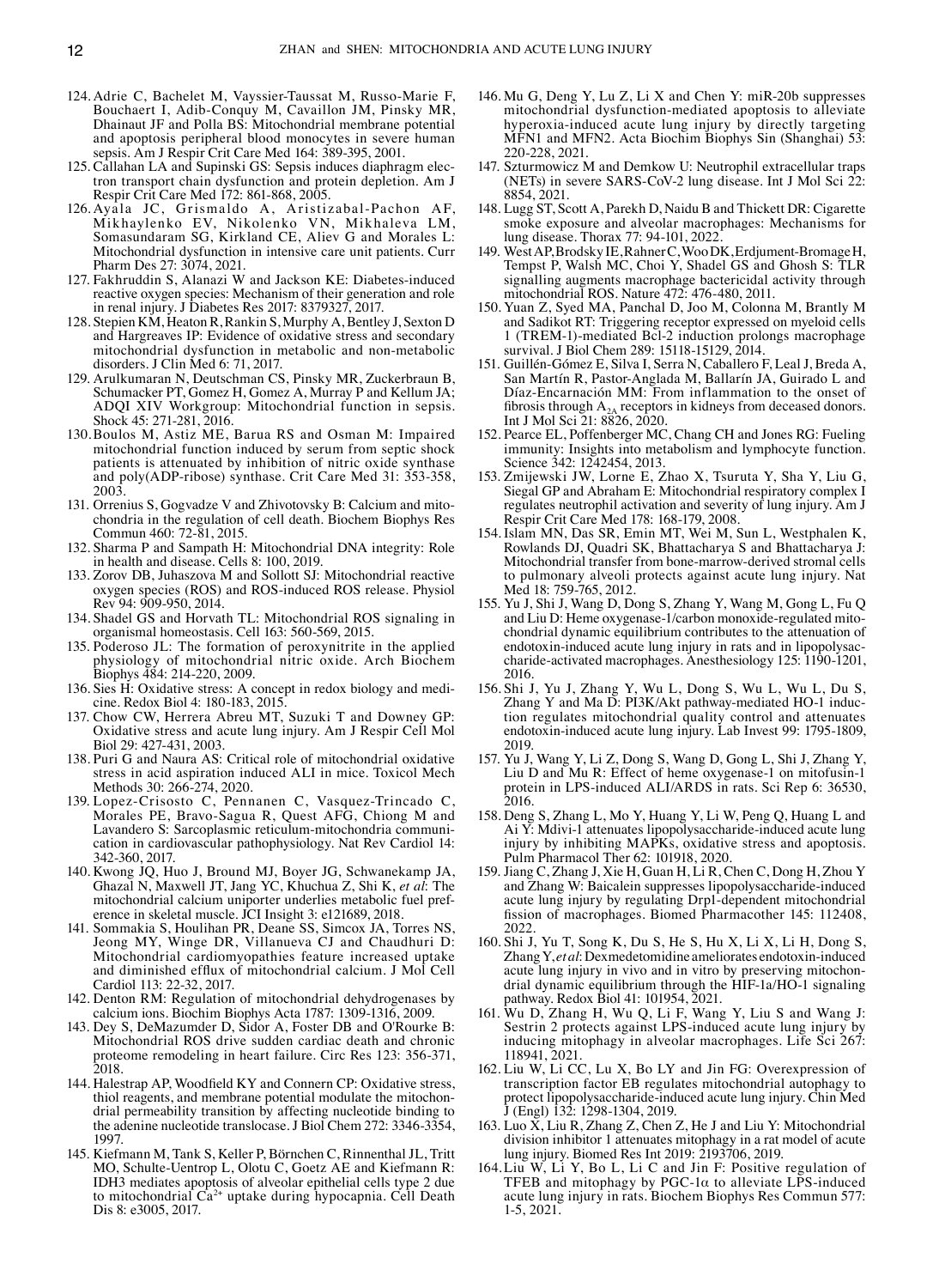124. Adrie C, Bachelet M, Vayssier-Taussat M, Russo-Marie F, Bouchaert I, Adib-Conquy M, Cavaillon JM, Pinsky MR, Dhainaut JF and Polla BS: Mitochondrial membrane potential and apoptosis peripheral blood monocytes in severe human sepsis. Am J Respir Crit Care Med 164: 389-395, 2001.
125. Callahan LA and Supinski GS: Sepsis induces diaphragm electron transport chain dysfunction and protein depletion. Am J Respir Crit Care Med 172: 861-868, 2005.
126. Ayala JC, Grismaldo A, Aristizabal-Pachon AF, Mikhaylenko EV, Nikolenko VN, Mikhaleva LM, Somasundaram SG, Kirkland CE, Aliev G and Morales L: Mitochondrial dysfunction in intensive care unit patients. Curr Pharm Des 27: 3074, 2021.
127. Fakhruddin S, Alanazi W and Jackson KE: Diabetes-induced reactive oxygen species: Mechanism of their generation and role in renal injury. J Diabetes Res 2017: 8379327, 2017.
128. Stepien KM, Heaton R, Rankin S, Murphy A, Bentley J, Sexton D and Hargreaves IP: Evidence of oxidative stress and secondary mitochondrial dysfunction in metabolic and non-metabolic disorders. J Clin Med 6: 71, 2017.
129. Arulkumaran N, Deutschman CS, Pinsky MR, Zuckerbraun B, Schumacker PT, Gomez H, Gomez A, Murray P and Kellum JA; ADQI XIV Workgroup: Mitochondrial function in sepsis. Shock 45: 271-281, 2016.
130. Boulos M, Astiz ME, Barua RS and Osman M: Impaired mitochondrial function induced by serum from septic shock patients is attenuated by inhibition of nitric oxide synthase and poly(ADP-ribose) synthase. Crit Care Med 31: 353-358, 2003.
131. Orrenius S, Gogvadze V and Zhivotovsky B: Calcium and mitochondria in the regulation of cell death. Biochem Biophys Res Commun 460: 72-81, 2015.
132. Sharma P and Sampath H: Mitochondrial DNA integrity: Role in health and disease. Cells 8: 100, 2019.
133. Zorov DB, Juhaszova M and Sollott SJ: Mitochondrial reactive oxygen species (ROS) and ROS-induced ROS release. Physiol Rev 94: 909-950, 2014.
134. Shadel GS and Horvath TL: Mitochondrial ROS signaling in organismal homeostasis. Cell 163: 560-569, 2015.
135. Poderoso JL: The formation of peroxynitrite in the applied physiology of mitochondrial nitric oxide. Arch Biochem Biophys 484: 214-220, 2009.
136. Sies H: Oxidative stress: A concept in redox biology and medicine. Redox Biol 4: 180-183, 2015.
137. Chow CW, Herrera Abreu MT, Suzuki T and Downey GP: Oxidative stress and acute lung injury. Am J Respir Cell Mol Biol 29: 427-431, 2003.
138. Puri G and Naura AS: Critical role of mitochondrial oxidative stress in acid aspiration induced ALI in mice. Toxicol Mech Methods 30: 266-274, 2020.
139. Lopez-Crisosto C, Pennanen C, Vasquez-Trincado C, Morales PE, Bravo-Sagua R, Quest AFG, Chiong M and Lavandero S: Sarcoplasmic reticulum-mitochondria communication in cardiovascular pathophysiology. Nat Rev Cardiol 14: 342-360, 2017.
140. Kwong JQ, Huo J, Bround MJ, Boyer JG, Schwanekamp JA, Ghazal N, Maxwell JT, Jang YC, Khuchua Z, Shi K, *et al*: The mitochondrial calcium uniporter underlies metabolic fuel preference in skeletal muscle. JCI Insight 3: e121689, 2018.
141. Sommakia S, Houlihan PR, Deane SS, Simcox JA, Torres NS, Jeong MY, Winge DR, Villanueva CJ and Chaudhuri D: Mitochondrial cardiomyopathies feature increased uptake and diminished efflux of mitochondrial calcium. J Mol Cell Cardiol 113: 22-32, 2017.
142. Denton RM: Regulation of mitochondrial dehydrogenases by calcium ions. Biochim Biophys Acta 1787: 1309-1316, 2009.
143. Dey S, DeMazumder D, Sidor A, Foster DB and O'Rourke B: Mitochondrial ROS drive sudden cardiac death and chronic proteome remodeling in heart failure. Circ Res 123: 356-371, 2018.
144. Halestrap AP, Woodfield KY and Connern CP: Oxidative stress, thiol reagents, and membrane potential modulate the mitochondrial permeability transition by affecting nucleotide binding to the adenine nucleotide translocase. J Biol Chem 272: 3346-3354, 1997.
145. Kiefmann M, Tank S, Keller P, Börnchen C, Rinnenthal JL, Tritt MO, Schulte-Uentrop L, Olotu C, Goetz AE and Kiefmann R: IDH3 mediates apoptosis of alveolar epithelial cells type 2 due to mitochondrial $Ca^{2+}$ uptake during hypocapnia. Cell Death Dis 8: e3005, 2017.
146. Mu G, Deng Y, Lu Z, Li X and Chen Y: miR-20b suppresses mitochondrial dysfunction-mediated apoptosis to alleviate hyperoxia-induced acute lung injury by directly targeting MFN1 and MFN2. Acta Biochim Biophys Sin (Shanghai) 53: 220-228, 2021.
147. Szturmowicz M and Demkow U: Neutrophil extracellular traps (NETs) in severe SARS-CoV-2 lung disease. Int J Mol Sci 22: 8854, 2021.
148. Lugg ST, Scott A, Parekh D, Naidu B and Thickett DR: Cigarette smoke exposure and alveolar macrophages: Mechanisms for lung disease. Thorax 77: 94-101, 2022.
149. West AP, Brodsky IE, Rahner C, Woo DK, Erdjument-Bromage H, Tempst P, Walsh MC, Choi Y, Shadel GS and Ghosh S: TLR signalling augments macrophage bactericidal activity through mitochondrial ROS. Nature 472: 476-480, 2011.
150. Yuan Z, Syed MA, Panchal D, Joo M, Colonna M, Brantly M and Sadikot RT: Triggering receptor expressed on myeloid cells 1 (TREM-1)-mediated Bcl-2 induction prolongs macrophage survival. J Biol Chem 289: 15118-15129, 2014.
151. Guillén-Gómez E, Silva I, Serra N, Caballero F, Leal J, Breda A, San Martín R, Pastor-Anglada M, Ballarín JA, Guirado L and Díaz-Encarnación MM: From inflammation to the onset of fibrosis through $A_{2A}$ receptors in kidneys from deceased donors. Int J Mol Sci 21: 8826, 2020.
152. Pearce EL, Poffenberger MC, Chang CH and Jones RG: Fueling immunity: Insights into metabolism and lymphocyte function. Science 342: 1242454, 2013.
153. Zmijewski JW, Lorne E, Zhao X, Tsuruta Y, Sha Y, Liu G, Siegal GP and Abraham E: Mitochondrial respiratory complex I regulates neutrophil activation and severity of lung injury. Am J Respir Crit Care Med 178: 168-179, 2008.
154. Islam MN, Das SR, Emin MT, Wei M, Sun L, Westphalen K, Rowlands DJ, Quadri SK, Bhattacharya S and Bhattacharya J: Mitochondrial transfer from bone-marrow-derived stromal cells to pulmonary alveoli protects against acute lung injury. Nat Med 18: 759-765, 2012.
155. Yu J, Shi J, Wang D, Dong S, Zhang Y, Wang M, Gong L, Fu Q and Liu D: Heme oxygenase-1/carbon monoxide-regulated mitochondrial dynamic equilibrium contributes to the attenuation of endotoxin-induced acute lung injury in rats and in lipopolysaccharide-activated macrophages. Anesthesiology 125: 1190-1201, 2016.
156. Shi J, Yu J, Zhang Y, Wu L, Dong S, Wu L, Wu L, Du S, Zhang Y and Ma D: PI3K/Akt pathway-mediated HO-1 induction regulates mitochondrial quality control and attenuates endotoxin-induced acute lung injury. Lab Invest 99: 1795-1809, 2019.
157. Yu J, Wang Y, Li Z, Dong S, Wang D, Gong L, Shi J, Zhang Y, Liu D and Mu R: Effect of heme oxygenase-1 on mitofusin-1 protein in LPS-induced ALI/ARDS in rats. Sci Rep 6: 36530, 2016.
158. Deng S, Zhang L, Mo Y, Huang Y, Li W, Peng Q, Huang L and Ai Y: Mdivi-1 attenuates lipopolysaccharide-induced acute lung injury by inhibiting MAPKs, oxidative stress and apoptosis. Pulm Pharmacol Ther 62: 101918, 2020.
159. Jiang C, Zhang J, Xie H, Guan H, Li R, Chen C, Dong H, Zhou Y and Zhang W: Baicalein suppresses lipopolysaccharide-induced acute lung injury by regulating Drp1-dependent mitochondrial fission of macrophages. Biomed Pharmacother 145: 112408, 2022.
160. Shi J, Yu T, Song K, Du S, He S, Hu X, Li X, Li H, Dong S, Zhang Y, *et al*: Dexmedetomidine ameliorates endotoxin-induced acute lung injury in vivo and in vitro by preserving mitochondrial dynamic equilibrium through the HIF-1a/HO-1 signaling pathway. Redox Biol 41: 101954, 2021.
161. Wu D, Zhang H, Wu Q, Li F, Wang Y, Liu S and Wang J: Sestrin 2 protects against LPS-induced acute lung injury by inducing mitophagy in alveolar macrophages. Life Sci 267: 118941, 2021.
162. Liu W, Li CC, Lu X, Bo LY and Jin FG: Overexpression of transcription factor EB regulates mitochondrial autophagy to protect lipopolysaccharide-induced acute lung injury. Chin Med J (Engl) 132: 1298-1304, 2019.
163. Luo X, Liu R, Zhang Z, Chen Z, He J and Liu Y: Mitochondrial division inhibitor 1 attenuates mitophagy in a rat model of acute lung injury. Biomed Res Int 2019: 2193706, 2019.
164. Liu W, Li Y, Bo L, Li C and Jin F: Positive regulation of TFEB and mitophagy by PGC-1α to alleviate LPS-induced acute lung injury in rats. Biochem Biophys Res Commun 577: 1-5, 2021.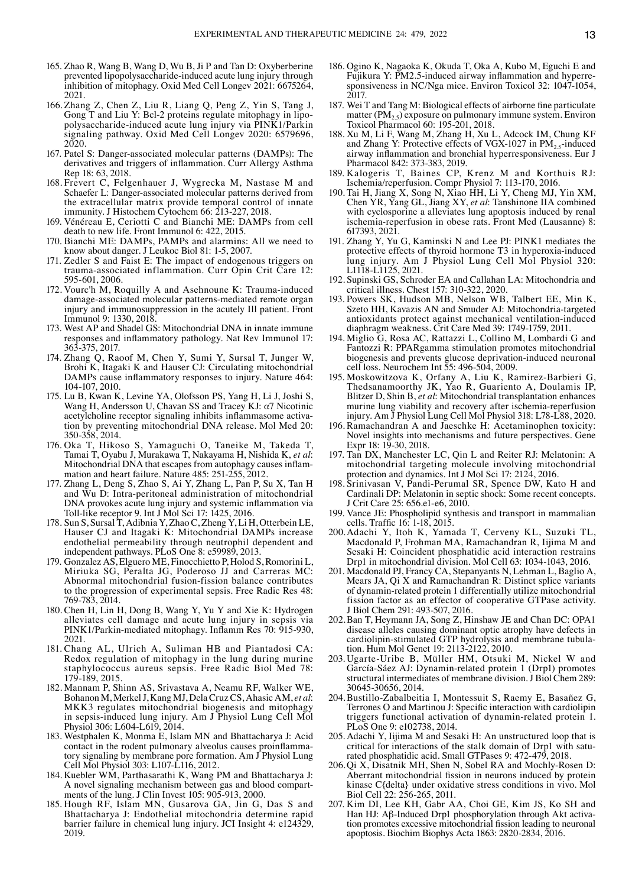165. Zhao R, Wang B, Wang D, Wu B, Ji P and Tan D: Oxyberberine prevented lipopolysaccharide-induced acute lung injury through inhibition of mitophagy. Oxid Med Cell Longev 2021: 6675264, 2021.

166. Zhang Z, Chen Z, Liu R, Liang Q, Peng Z, Yin S, Tang J, Gong T and Liu Y: Bcl-2 proteins regulate mitophagy in lipopolysaccharide-induced acute lung injury via PINK1/Parkin signaling pathway. Oxid Med Cell Longev 2020: 6579696, 2020.

167. Patel S: Danger-associated molecular patterns (DAMPs): The derivatives and triggers of inflammation. Curr Allergy Asthma Rep 18: 63, 2018.

168. Frevert C, Felgenhauer J, Wygrecka M, Nastase M and Schaefer L: Danger-associated molecular patterns derived from the extracellular matrix provide temporal control of innate immunity. J Histochem Cytochem 66: 213-227, 2018.

169. Vénéreau E, Ceriotti C and Bianchi ME: DAMPs from cell death to new life. Front Immunol 6: 422, 2015.

170. Bianchi ME: DAMPs, PAMPs and alarmins: All we need to know about danger. J Leukoc Biol 81: 1-5, 2007.

171. Zedler S and Faist E: The impact of endogenous triggers on trauma-associated inflammation. Curr Opin Crit Care 12: 595-601, 2006.

172. Vourc'h M, Roquilly A and Asehnoune K: Trauma-induced damage-associated molecular patterns-mediated remote organ injury and immunosuppression in the acutely Ill patient. Front Immunol 9: 1330, 2018.

173. West AP and Shadel GS: Mitochondrial DNA in innate immune responses and inflammatory pathology. Nat Rev Immunol 17: 363-375, 2017.

174. Zhang Q, Raoof M, Chen Y, Sumi Y, Sursal T, Junger W, Brohi K, Itagaki K and Hauser CJ: Circulating mitochondrial DAMPs cause inflammatory responses to injury. Nature 464: 104-107, 2010.

175. Lu B, Kwan K, Levine YA, Olofsson PS, Yang H, Li J, Joshi S, Wang H, Andersson U, Chavan SS and Tracey KJ: α7 Nicotinic acetylcholine receptor signaling inhibits inflammasome activation by preventing mitochondrial DNA release. Mol Med 20: 350-358, 2014.

176. Oka T, Hikoso S, Yamaguchi O, Taneike M, Takeda T, Tamai T, Oyabu J, Murakawa T, Nakayama H, Nishida K, *et al*: Mitochondrial DNA that escapes from autophagy causes inflammation and heart failure. Nature 485: 251-255, 2012.

177. Zhang L, Deng S, Zhao S, Ai Y, Zhang L, Pan P, Su X, Tan H and Wu D: Intra-peritoneal administration of mitochondrial DNA provokes acute lung injury and systemic inflammation via Toll-like receptor 9. Int J Mol Sci 17: 1425, 2016.

178. Sun S, Sursal T, Adibnia Y, Zhao C, Zheng Y, Li H, Otterbein LE, Hauser CJ and Itagaki K: Mitochondrial DAMPs increase endothelial permeability through neutrophil dependent and independent pathways. PLoS One 8: e59989, 2013.

179. Gonzalez AS, Elguero ME, Finocchietto P, Holod S, Romorini L, Miriuka SG, Peralta JG, Poderoso JJ and Carreras MC: Abnormal mitochondrial fusion-fission balance contributes to the progression of experimental sepsis. Free Radic Res 48: 769-783, 2014.

180. Chen H, Lin H, Dong B, Wang Y, Yu Y and Xie K: Hydrogen alleviates cell damage and acute lung injury in sepsis via PINK1/Parkin-mediated mitophagy. Inflamm Res 70: 915-930, 2021.

181. Chang AL, Ulrich A, Suliman HB and Piantadosi CA: Redox regulation of mitophagy in the lung during murine staphylococcus aureus sepsis. Free Radic Biol Med 78: 179-189, 2015.

182. Mannam P, Shinn AS, Srivastava A, Neamu RF, Walker WE, Bohanon M, Merkel J, Kang MJ, Dela Cruz CS, Ahasic AM, *et al*: MKK3 regulates mitochondrial biogenesis and mitophagy in sepsis-induced lung injury. Am J Physiol Lung Cell Mol Physiol 306: L604-L619, 2014.

183. Westphalen K, Monma E, Islam MN and Bhattacharya J: Acid contact in the rodent pulmonary alveolus causes proinflammatory signaling by membrane pore formation. Am J Physiol Lung Cell Mol Physiol 303: L107-L116, 2012.

184. Kuebler WM, Parthasarathi K, Wang PM and Bhattacharya J: A novel signaling mechanism between gas and blood compartments of the lung. J Clin Invest 105: 905-913, 2000.

185. Hough RF, Islam MN, Gusarova GA, Jin G, Das S and Bhattacharya J: Endothelial mitochondria determine rapid barrier failure in chemical lung injury. JCI Insight 4: e124329, 2019.

186. Ogino K, Nagaoka K, Okuda T, Oka A, Kubo M, Eguchi E and Fujikura Y: PM2.5-induced airway inflammation and hyperresponsiveness in NC/Nga mice. Environ Toxicol 32: 1047-1054, 2017.

187. Wei T and Tang M: Biological effects of airborne fine particulate matter ($PM_{2.5}$) exposure on pulmonary immune system. Environ Toxicol Pharmacol 60: 195-201, 2018.

188. Xu M, Li F, Wang M, Zhang H, Xu L, Adcock IM, Chung KF and Zhang Y: Protective effects of VGX-1027 in $PM_{2.5}$-induced airway inflammation and bronchial hyperresponsiveness. Eur J Pharmacol 842: 373-383, 2019.

189. Kalogeris T, Baines CP, Krenz M and Korthuis RJ: Ischemia/reperfusion. Compr Physiol 7: 113-170, 2016.

190. Tai H, Jiang X, Song N, Xiao HH, Li Y, Cheng MJ, Yin XM, Chen YR, Yang GL, Jiang XY, *et al*: Tanshinone IIA combined with cyclosporine a alleviates lung apoptosis induced by renal ischemia-reperfusion in obese rats. Front Med (Lausanne) 8: 617393, 2021.

191. Zhang Y, Yu G, Kaminski N and Lee PJ: PINK1 mediates the protective effects of thyroid hormone T3 in hyperoxia-induced lung injury. Am J Physiol Lung Cell Mol Physiol 320: L1118-L1125, 2021.

192. Supinski GS, Schroder EA and Callahan LA: Mitochondria and critical illness. Chest 157: 310-322, 2020.

193. Powers SK, Hudson MB, Nelson WB, Talbert EE, Min K, Szeto HH, Kavazis AN and Smuder AJ: Mitochondria-targeted antioxidants protect against mechanical ventilation-induced diaphragm weakness. Crit Care Med 39: 1749-1759, 2011.

194. Miglio G, Rosa AC, Rattazzi L, Collino M, Lombardi G and Fantozzi R: PPARgamma stimulation promotes mitochondrial biogenesis and prevents glucose deprivation-induced neuronal cell loss. Neurochem Int 55: 496-504, 2009.

195. Moskowitzova K, Orfany A, Liu K, Ramirez-Barbieri G, Thedsanamoorthy JK, Yao R, Guariento A, Doulamis IP, Blitzer D, Shin B, *et al*: Mitochondrial transplantation enhances murine lung viability and recovery after ischemia-reperfusion injury. Am J Physiol Lung Cell Mol Physiol 318: L78-L88, 2020.

196. Ramachandran A and Jaeschke H: Acetaminophen toxicity: Novel insights into mechanisms and future perspectives. Gene Expr 18: 19-30, 2018.

197. Tan DX, Manchester LC, Qin L and Reiter RJ: Melatonin: A mitochondrial targeting molecule involving mitochondrial protection and dynamics. Int J Mol Sci 17: 2124, 2016.

198. Srinivasan V, Pandi-Perumal SR, Spence DW, Kato H and Cardinali DP: Melatonin in septic shock: Some recent concepts. J Crit Care 25: 656.e1-e6, 2010.

199. Vance JE: Phospholipid synthesis and transport in mammalian cells. Traffic 16: 1-18, 2015.

200. Adachi Y, Itoh K, Yamada T, Cerveny KL, Suzuki TL, Macdonald P, Frohman MA, Ramachandran R, Iijima M and Sesaki H: Coincident phosphatidic acid interaction restrains Drp1 in mitochondrial division. Mol Cell 63: 1034-1043, 2016.

201. Macdonald PJ, Francy CA, Stepanyants N, Lehman L, Baglio A, Mears JA, Qi X and Ramachandran R: Distinct splice variants of dynamin-related protein 1 differentially utilize mitochondrial fission factor as an effector of cooperative GTPase activity. J Biol Chem 291: 493-507, 2016.

202. Ban T, Heymann JA, Song Z, Hinshaw JE and Chan DC: OPA1 disease alleles causing dominant optic atrophy have defects in cardiolipin-stimulated GTP hydrolysis and membrane tubulation. Hum Mol Genet 19: 2113-2122, 2010.

203. Ugarte-Uribe B, Müller HM, Otsuki M, Nickel W and García-Sáez AJ: Dynamin-related protein 1 (Drp1) promotes structural intermediates of membrane division. J Biol Chem 289: 30645-30656, 2014.

204. Bustillo-Zabalbeitia I, Montessuit S, Raemy E, Basañez G, Terrones O and Martinou J: Specific interaction with cardiolipin triggers functional activation of dynamin-related protein 1. PLoS One 9: e102738, 2014.

205. Adachi Y, Iijima M and Sesaki H: An unstructured loop that is critical for interactions of the stalk domain of Drp1 with saturated phosphatidic acid. Small GTPases 9: 472-479, 2018.

206. Qi X, Disatnik MH, Shen N, Sobel RA and Mochly-Rosen D: Aberrant mitochondrial fission in neurons induced by protein kinase C{delta} under oxidative stress conditions in vivo. Mol Biol Cell 22: 256-265, 2011.

207. Kim DI, Lee KH, Gabr AA, Choi GE, Kim JS, Ko SH and Han HJ: Aβ-Induced Drp1 phosphorylation through Akt activation promotes excessive mitochondrial fission leading to neuronal apoptosis. Biochim Biophys Acta 1863: 2820-2834, 2016.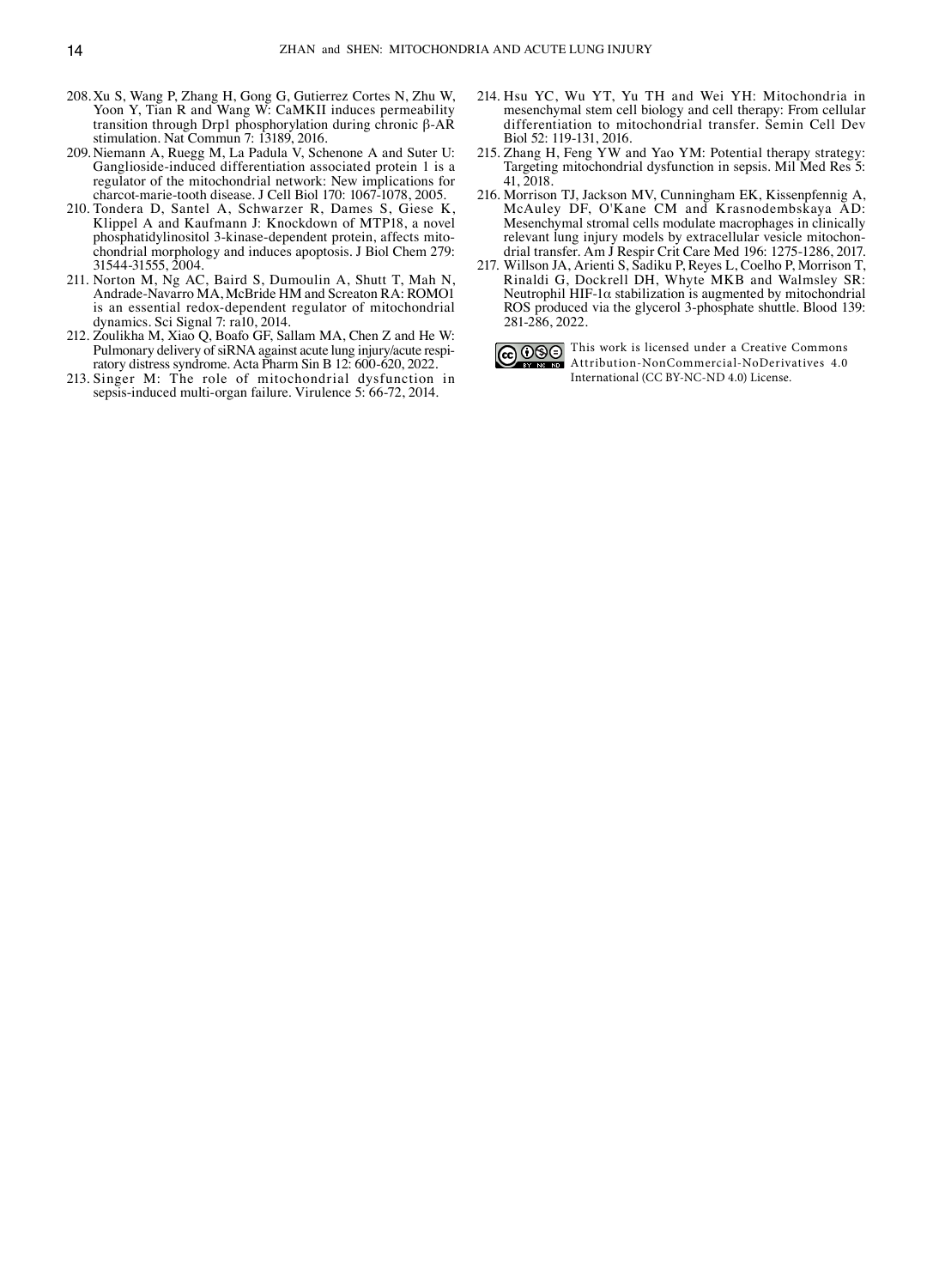208. Xu S, Wang P, Zhang H, Gong G, Gutierrez Cortes N, Zhu W, Yoon Y, Tian R and Wang W: CaMKII induces permeability transition through Drp1 phosphorylation during chronic β-AR stimulation. Nat Commun 7: 13189, 2016.

209. Niemann A, Ruegg M, La Padula V, Schenone A and Suter U: Ganglioside-induced differentiation associated protein 1 is a regulator of the mitochondrial network: New implications for charcot-marie-tooth disease. J Cell Biol 170: 1067-1078, 2005.

210. Tondera D, Santel A, Schwarzer R, Dames S, Giese K, Klippel A and Kaufmann J: Knockdown of MTP18, a novel phosphatidylinositol 3-kinase-dependent protein, affects mitochondrial morphology and induces apoptosis. J Biol Chem 279: 31544-31555, 2004.

211. Norton M, Ng AC, Baird S, Dumoulin A, Shutt T, Mah N, Andrade-Navarro MA, McBride HM and Screaton RA: ROMO1 is an essential redox-dependent regulator of mitochondrial dynamics. Sci Signal 7: ra10, 2014.

212. Zoulikha M, Xiao Q, Boafo GF, Sallam MA, Chen Z and He W: Pulmonary delivery of siRNA against acute lung injury/acute respiratory distress syndrome. Acta Pharm Sin B 12: 600-620, 2022.

213. Singer M: The role of mitochondrial dysfunction in sepsis-induced multi-organ failure. Virulence 5: 66-72, 2014.

214. Hsu YC, Wu YT, Yu TH and Wei YH: Mitochondria in mesenchymal stem cell biology and cell therapy: From cellular differentiation to mitochondrial transfer. Semin Cell Dev Biol 52: 119-131, 2016.

215. Zhang H, Feng YW and Yao YM: Potential therapy strategy: Targeting mitochondrial dysfunction in sepsis. Mil Med Res 5: 41, 2018.

216. Morrison TJ, Jackson MV, Cunningham EK, Kissenpfennig A, McAuley DF, O'Kane CM and Krasnodembskaya AD: Mesenchymal stromal cells modulate macrophages in clinically relevant lung injury models by extracellular vesicle mitochondrial transfer. Am J Respir Crit Care Med 196: 1275-1286, 2017.

217. Willson JA, Arienti S, Sadiku P, Reyes L, Coelho P, Morrison T, Rinaldi G, Dockrell DH, Whyte MKB and Walmsley SR: Neutrophil HIF-1α stabilization is augmented by mitochondrial ROS produced via the glycerol 3-phosphate shuttle. Blood 139: 281-286, 2022.

This work is licensed under a Creative Commons Attribution-NonCommercial-NoDerivatives 4.0 International (CC BY-NC-ND 4.0) License.